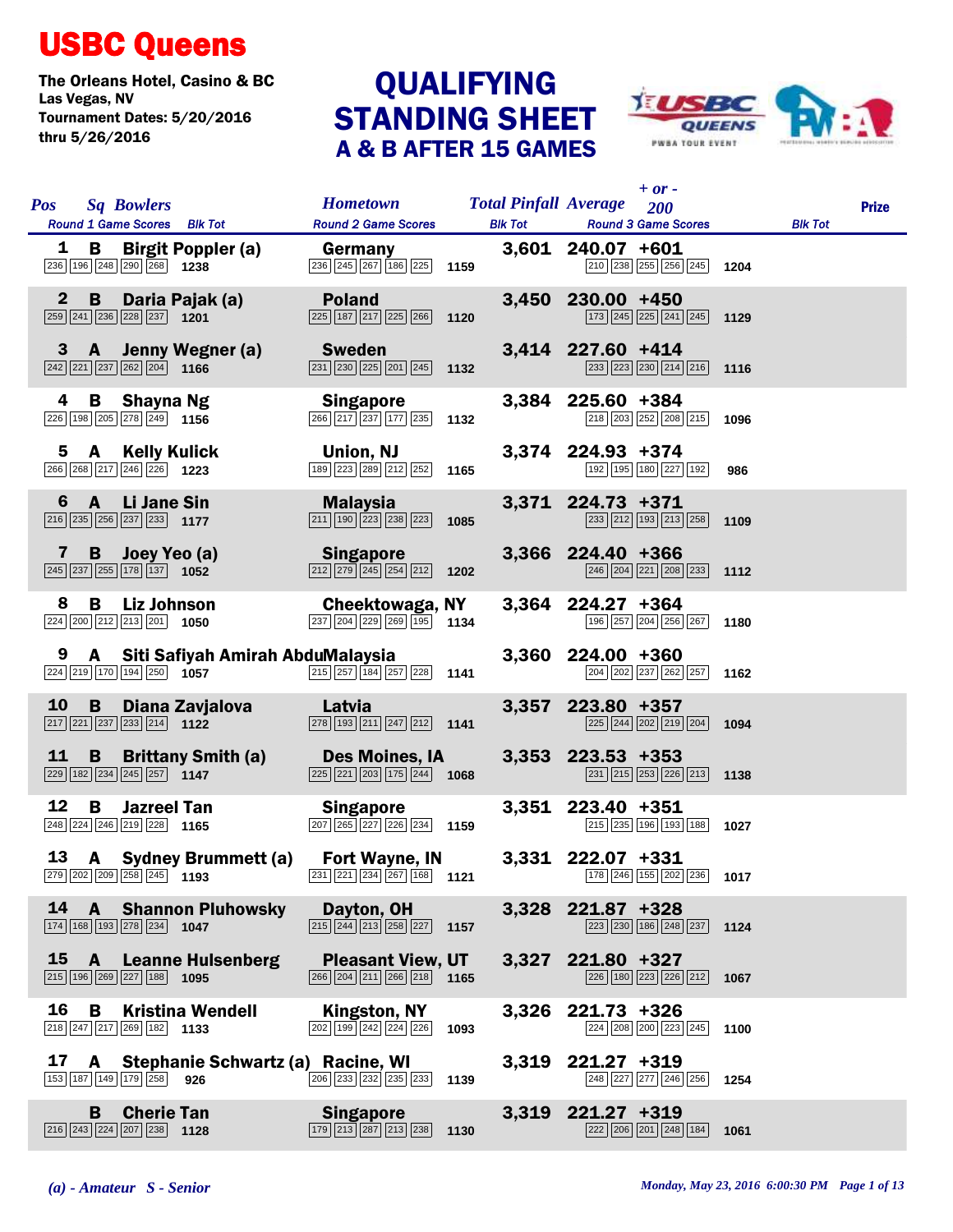# USBC Queens

The Orleans Hotel, Casino & BC
Las Vegas, NV
Tournament Dates: 5/20/2016 thru 5/26/2016

## QUALIFYING STANDING SHEET
### A & B AFTER 15 GAMES

| Pos | Sq | Bowlers | Hometown | Total Pinfall | Average | + or - 200 | Prize |
|---|---|---|---|---|---|---|---|
| Round 1 Game Scores | Blk Tot | | Round 2 Game Scores | Blk Tot | Round 3 Game Scores | Blk Tot | |
| 1 | B | Birgit Poppler (a) | Germany | 3,601 | 240.07 | +601 | |
| 236 196 248 290 268 | 1238 | | 236 245 267 186 225 | 1159 | 210 238 255 256 245 | 1204 | |
| 2 | B | Daria Pajak (a) | Poland | 3,450 | 230.00 | +450 | |
| 259 241 236 228 237 | 1201 | | 225 187 217 225 266 | 1120 | 173 245 225 241 245 | 1129 | |
| 3 | A | Jenny Wegner (a) | Sweden | 3,414 | 227.60 | +414 | |
| 242 221 237 262 204 | 1166 | | 231 230 225 201 245 | 1132 | 233 223 230 214 216 | 1116 | |
| 4 | B | Shayna Ng | Singapore | 3,384 | 225.60 | +384 | |
| 226 198 205 278 249 | 1156 | | 266 217 237 177 235 | 1132 | 218 203 252 208 215 | 1096 | |
| 5 | A | Kelly Kulick | Union, NJ | 3,374 | 224.93 | +374 | |
| 266 268 217 246 226 | 1223 | | 189 223 289 212 252 | 1165 | 192 195 180 227 192 | 986 | |
| 6 | A | Li Jane Sin | Malaysia | 3,371 | 224.73 | +371 | |
| 216 235 256 237 233 | 1177 | | 211 190 223 238 223 | 1085 | 233 212 193 213 258 | 1109 | |
| 7 | B | Joey Yeo (a) | Singapore | 3,366 | 224.40 | +366 | |
| 245 237 255 178 137 | 1052 | | 212 279 245 254 212 | 1202 | 246 204 221 208 233 | 1112 | |
| 8 | B | Liz Johnson | Cheektowaga, NY | 3,364 | 224.27 | +364 | |
| 224 200 212 213 201 | 1050 | | 237 204 229 269 195 | 1134 | 196 257 204 256 267 | 1180 | |
| 9 | A | Siti Safiyah Amirah Abdu | Malaysia | 3,360 | 224.00 | +360 | |
| 224 219 170 194 250 | 1057 | | 215 257 184 257 228 | 1141 | 204 202 237 262 257 | 1162 | |
| 10 | B | Diana Zavjalova | Latvia | 3,357 | 223.80 | +357 | |
| 217 221 237 233 214 | 1122 | | 278 193 211 247 212 | 1141 | 225 244 202 219 204 | 1094 | |
| 11 | B | Brittany Smith (a) | Des Moines, IA | 3,353 | 223.53 | +353 | |
| 229 182 234 245 257 | 1147 | | 225 221 203 175 244 | 1068 | 231 215 253 226 213 | 1138 | |
| 12 | B | Jazreel Tan | Singapore | 3,351 | 223.40 | +351 | |
| 248 224 246 219 228 | 1165 | | 207 265 227 226 234 | 1159 | 215 235 196 193 188 | 1027 | |
| 13 | A | Sydney Brummett (a) | Fort Wayne, IN | 3,331 | 222.07 | +331 | |
| 279 202 209 258 245 | 1193 | | 231 221 234 267 168 | 1121 | 178 246 155 202 236 | 1017 | |
| 14 | A | Shannon Pluhowsky | Dayton, OH | 3,328 | 221.87 | +328 | |
| 174 168 193 278 234 | 1047 | | 215 244 213 258 227 | 1157 | 223 230 186 248 237 | 1124 | |
| 15 | A | Leanne Hulsenberg | Pleasant View, UT | 3,327 | 221.80 | +327 | |
| 215 196 269 227 188 | 1095 | | 266 204 211 266 218 | 1165 | 226 180 223 226 212 | 1067 | |
| 16 | B | Kristina Wendell | Kingston, NY | 3,326 | 221.73 | +326 | |
| 218 247 217 269 182 | 1133 | | 202 199 242 224 226 | 1093 | 224 208 200 223 245 | 1100 | |
| 17 | A | Stephanie Schwartz (a) | Racine, WI | 3,319 | 221.27 | +319 | |
| 153 187 149 179 258 | 926 | | 206 233 232 235 233 | 1139 | 248 227 277 246 256 | 1254 | |
| | B | Cherie Tan | Singapore | 3,319 | 221.27 | +319 | |
| 216 243 224 207 238 | 1128 | | 179 213 287 213 238 | 1130 | 222 206 201 248 184 | 1061 | |

*(a) - Amateur S - Senior*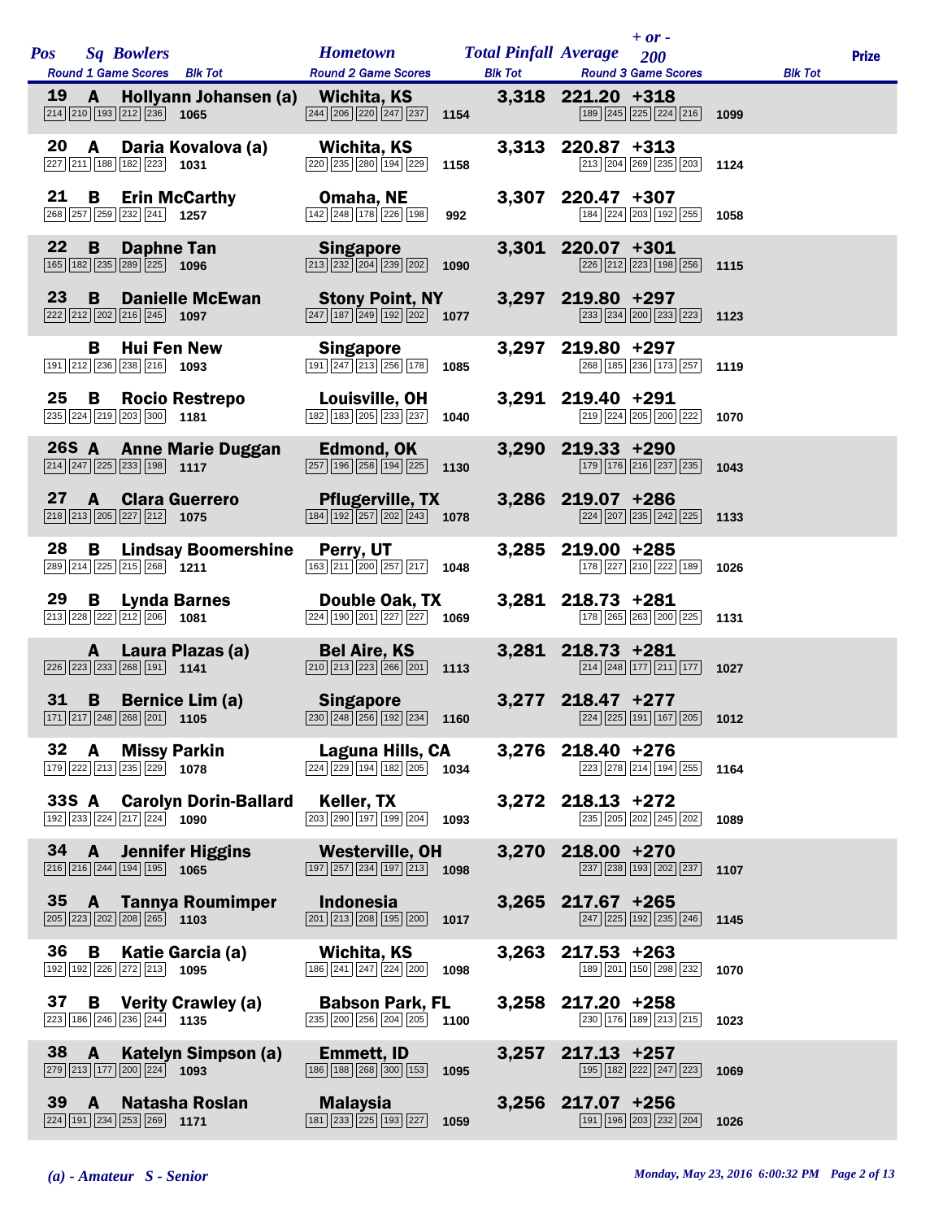| Pos | Sq | Bowlers | Hometown | Total Pinfall | Average | + or - 200 | Prize |
|---|---|---|---|---|---|---|---|
| | | Round 1 Game Scores / Blk Tot | Round 2 Game Scores / Blk Tot | | Round 3 Game Scores / Blk Tot | | |
| 19 | A | Hollyann Johansen (a) | Wichita, KS | 3,318 | 221.20 | +318 | |
| | | 214 210 193 212 236 1065 | 244 206 220 247 237 1154 | | 189 245 225 224 216 1099 | | |
| 20 | A | Daria Kovalova (a) | Wichita, KS | 3,313 | 220.87 | +313 | |
| | | 227 211 188 182 223 1031 | 220 235 280 194 229 1158 | | 213 204 269 235 203 1124 | | |
| 21 | B | Erin McCarthy | Omaha, NE | 3,307 | 220.47 | +307 | |
| | | 268 257 259 232 241 1257 | 142 248 178 226 198 992 | | 184 224 203 192 255 1058 | | |
| 22 | B | Daphne Tan | Singapore | 3,301 | 220.07 | +301 | |
| | | 165 182 235 289 225 1096 | 213 232 204 239 202 1090 | | 226 212 223 198 256 1115 | | |
| 23 | B | Danielle McEwan | Stony Point, NY | 3,297 | 219.80 | +297 | |
| | | 222 212 202 216 245 1097 | 247 187 249 192 202 1077 | | 233 234 200 233 223 1123 | | |
| | B | Hui Fen New | Singapore | 3,297 | 219.80 | +297 | |
| | | 191 212 236 238 216 1093 | 191 247 213 256 178 1085 | | 268 185 236 173 257 1119 | | |
| 25 | B | Rocio Restrepo | Louisville, OH | 3,291 | 219.40 | +291 | |
| | | 235 224 219 203 300 1181 | 182 183 205 233 237 1040 | | 219 224 205 200 222 1070 | | |
| 26S | A | Anne Marie Duggan | Edmond, OK | 3,290 | 219.33 | +290 | |
| | | 214 247 225 233 198 1117 | 257 196 258 194 225 1130 | | 179 176 216 237 235 1043 | | |
| 27 | A | Clara Guerrero | Pflugerville, TX | 3,286 | 219.07 | +286 | |
| | | 218 213 205 227 212 1075 | 184 192 257 202 243 1078 | | 224 207 235 242 225 1133 | | |
| 28 | B | Lindsay Boomershine | Perry, UT | 3,285 | 219.00 | +285 | |
| | | 289 214 225 215 268 1211 | 163 211 200 257 217 1048 | | 178 227 210 222 189 1026 | | |
| 29 | B | Lynda Barnes | Double Oak, TX | 3,281 | 218.73 | +281 | |
| | | 213 228 222 212 206 1081 | 224 190 201 227 227 1069 | | 178 265 263 200 225 1131 | | |
| | A | Laura Plazas (a) | Bel Aire, KS | 3,281 | 218.73 | +281 | |
| | | 226 223 233 268 191 1141 | 210 213 223 266 201 1113 | | 214 248 177 211 177 1027 | | |
| 31 | B | Bernice Lim (a) | Singapore | 3,277 | 218.47 | +277 | |
| | | 171 217 248 268 201 1105 | 230 248 256 192 234 1160 | | 224 225 191 167 205 1012 | | |
| 32 | A | Missy Parkin | Laguna Hills, CA | 3,276 | 218.40 | +276 | |
| | | 179 222 213 235 229 1078 | 224 229 194 182 205 1034 | | 223 278 214 194 255 1164 | | |
| 33S | A | Carolyn Dorin-Ballard | Keller, TX | 3,272 | 218.13 | +272 | |
| | | 192 233 224 217 224 1090 | 203 290 197 199 204 1093 | | 235 205 202 245 202 1089 | | |
| 34 | A | Jennifer Higgins | Westerville, OH | 3,270 | 218.00 | +270 | |
| | | 216 216 244 194 195 1065 | 197 257 234 197 213 1098 | | 237 238 193 202 237 1107 | | |
| 35 | A | Tannya Roumimper | Indonesia | 3,265 | 217.67 | +265 | |
| | | 205 223 202 208 265 1103 | 201 213 208 195 200 1017 | | 247 225 192 235 246 1145 | | |
| 36 | B | Katie Garcia (a) | Wichita, KS | 3,263 | 217.53 | +263 | |
| | | 192 192 226 272 213 1095 | 186 241 247 224 200 1098 | | 189 201 150 298 232 1070 | | |
| 37 | B | Verity Crawley (a) | Babson Park, FL | 3,258 | 217.20 | +258 | |
| | | 223 186 246 236 244 1135 | 235 200 256 204 205 1100 | | 230 176 189 213 215 1023 | | |
| 38 | A | Katelyn Simpson (a) | Emmett, ID | 3,257 | 217.13 | +257 | |
| | | 279 213 177 200 224 1093 | 186 188 268 300 153 1095 | | 195 182 222 247 223 1069 | | |
| 39 | A | Natasha Roslan | Malaysia | 3,256 | 217.07 | +256 | |
| | | 224 191 234 253 269 1171 | 181 233 225 193 227 1059 | | 191 196 203 232 204 1026 | | |

*(a) - Amateur S - Senior*

*Monday, May 23, 2016 6:00:32 PM*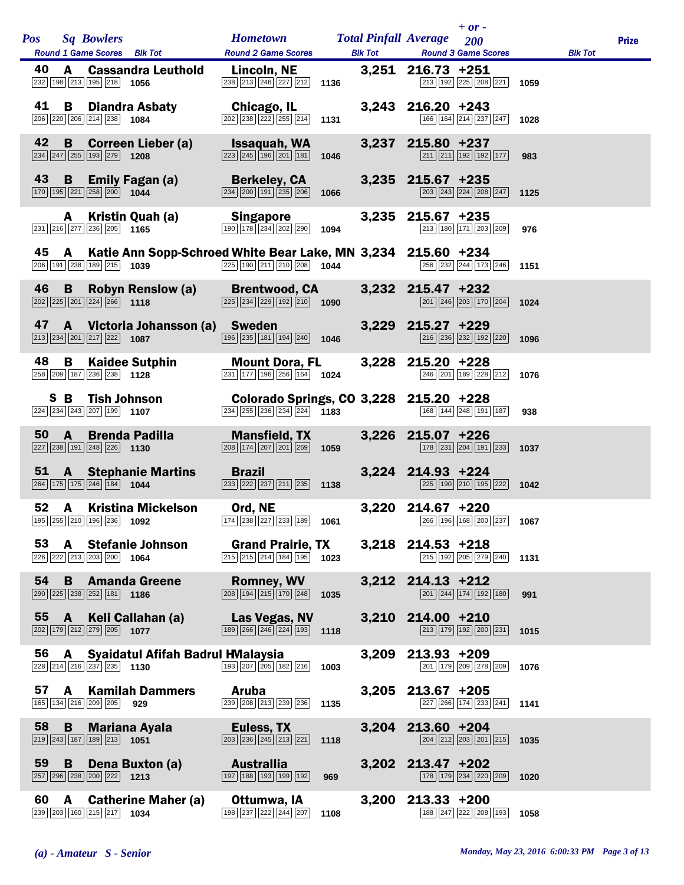| Pos | Sq | Bowlers | Hometown | Total Pinfall | Average | + or - 200 | Prize |
|---|---|---|---|---|---|---|---|
| | | Round 1 Game Scores / Blk Tot | Round 2 Game Scores / Blk Tot | | Round 3 Game Scores / Blk Tot | | |
| 40 | A | Cassandra Leuthold | Lincoln, NE | 3,251 | 216.73 | +251 | |
| | | 232 198 213 195 218 / 1056 | 238 213 246 227 212 / 1136 | | 213 192 225 208 221 / 1059 | | |
| 41 | B | Diandra Asbaty | Chicago, IL | 3,243 | 216.20 | +243 | |
| | | 206 220 206 214 238 / 1084 | 202 238 222 255 214 / 1131 | | 166 164 214 237 247 / 1028 | | |
| 42 | B | Correen Lieber (a) | Issaquah, WA | 3,237 | 215.80 | +237 | |
| | | 234 247 255 193 279 / 1208 | 223 245 196 201 181 / 1046 | | 211 211 192 192 177 / 983 | | |
| 43 | B | Emily Fagan (a) | Berkeley, CA | 3,235 | 215.67 | +235 | |
| | | 170 195 221 258 200 / 1044 | 234 200 191 235 206 / 1066 | | 203 243 224 208 247 / 1125 | | |
| | A | Kristin Quah (a) | Singapore | 3,235 | 215.67 | +235 | |
| | | 231 216 277 236 205 / 1165 | 190 178 234 202 290 / 1094 | | 213 180 171 203 209 / 976 | | |
| 45 | A | Katie Ann Sopp-Schroed | White Bear Lake, MN | 3,234 | 215.60 | +234 | |
| | | 206 191 238 189 215 / 1039 | 225 190 211 210 208 / 1044 | | 256 232 244 173 246 / 1151 | | |
| 46 | B | Robyn Renslow (a) | Brentwood, CA | 3,232 | 215.47 | +232 | |
| | | 202 225 201 224 266 / 1118 | 225 234 229 192 210 / 1090 | | 201 246 203 170 204 / 1024 | | |
| 47 | A | Victoria Johansson (a) | Sweden | 3,229 | 215.27 | +229 | |
| | | 213 234 201 217 222 / 1087 | 196 235 181 194 240 / 1046 | | 216 236 232 192 220 / 1096 | | |
| 48 | B | Kaidee Sutphin | Mount Dora, FL | 3,228 | 215.20 | +228 | |
| | | 258 209 187 236 238 / 1128 | 231 177 196 256 164 / 1024 | | 246 201 189 228 212 / 1076 | | |
| | S B | Tish Johnson | Colorado Springs, CO | 3,228 | 215.20 | +228 | |
| | | 224 234 243 207 199 / 1107 | 234 255 236 234 224 / 1183 | | 168 144 248 191 187 / 938 | | |
| 50 | A | Brenda Padilla | Mansfield, TX | 3,226 | 215.07 | +226 | |
| | | 227 238 191 248 226 / 1130 | 208 174 207 201 269 / 1059 | | 178 231 204 191 233 / 1037 | | |
| 51 | A | Stephanie Martins | Brazil | 3,224 | 214.93 | +224 | |
| | | 264 175 175 246 184 / 1044 | 233 222 237 211 235 / 1138 | | 225 190 210 195 222 / 1042 | | |
| 52 | A | Kristina Mickelson | Ord, NE | 3,220 | 214.67 | +220 | |
| | | 195 255 210 196 236 / 1092 | 174 238 227 233 189 / 1061 | | 266 196 168 200 237 / 1067 | | |
| 53 | A | Stefanie Johnson | Grand Prairie, TX | 3,218 | 214.53 | +218 | |
| | | 226 222 213 203 200 / 1064 | 215 215 214 184 195 / 1023 | | 215 192 205 279 240 / 1131 | | |
| 54 | B | Amanda Greene | Romney, WV | 3,212 | 214.13 | +212 | |
| | | 290 225 238 252 181 / 1186 | 208 194 215 170 248 / 1035 | | 201 244 174 192 180 / 991 | | |
| 55 | A | Keli Callahan (a) | Las Vegas, NV | 3,210 | 214.00 | +210 | |
| | | 202 179 212 279 205 / 1077 | 189 266 246 224 193 / 1118 | | 213 179 192 200 231 / 1015 | | |
| 56 | A | Syaidatul Afifah Badrul H | Malaysia | 3,209 | 213.93 | +209 | |
| | | 228 214 216 237 235 / 1130 | 193 207 205 182 216 / 1003 | | 201 179 209 278 209 / 1076 | | |
| 57 | A | Kamilah Dammers | Aruba | 3,205 | 213.67 | +205 | |
| | | 165 134 216 209 205 / 929 | 239 208 213 239 236 / 1135 | | 227 266 174 233 241 / 1141 | | |
| 58 | B | Mariana Ayala | Euless, TX | 3,204 | 213.60 | +204 | |
| | | 219 243 187 189 213 / 1051 | 203 236 245 213 221 / 1118 | | 204 212 203 201 215 / 1035 | | |
| 59 | B | Dena Buxton (a) | Australlia | 3,202 | 213.47 | +202 | |
| | | 257 296 238 200 222 / 1213 | 197 188 193 199 192 / 969 | | 178 179 234 220 209 / 1020 | | |
| 60 | A | Catherine Maher (a) | Ottumwa, IA | 3,200 | 213.33 | +200 | |
| | | 239 203 160 215 217 / 1034 | 198 237 222 244 207 / 1108 | | 188 247 222 208 193 / 1058 | | |

*(a) - Amateur S - Senior*

*Monday, May 23, 2016 6:00:33 PM*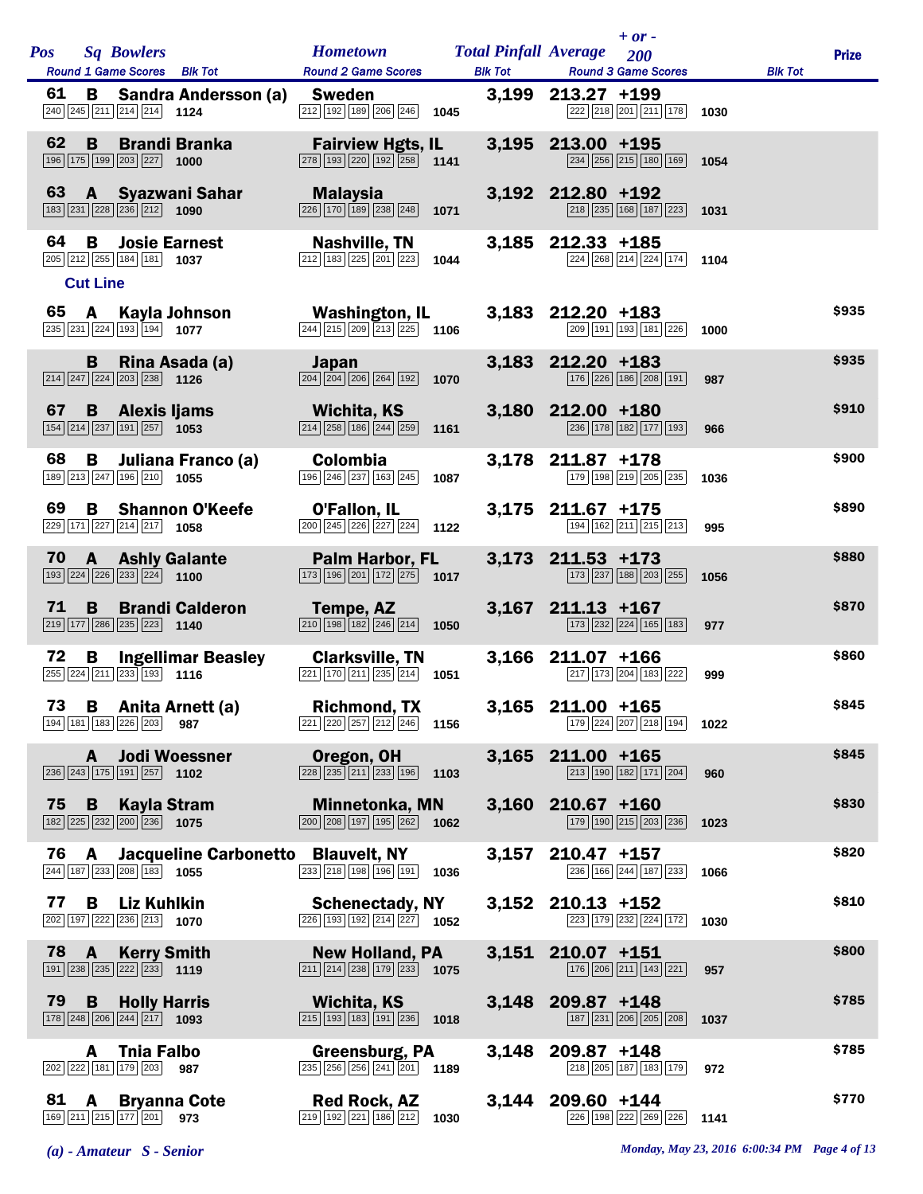| Pos | Sq | Bowlers | Hometown | Total Pinfall | Average | + or - 200 | Prize |
|---|---|---|---|---|---|---|---|
| | | Round 1 Game Scores / Blk Tot | Round 2 Game Scores / Blk Tot | | Round 3 Game Scores / Blk Tot | | |
| 61 | B | Sandra Andersson (a) | Sweden | 3,199 | 213.27 | +199 | |
| | | 240 245 211 214 214 — 1124 | 212 192 189 206 246 — 1045 | | 222 218 201 211 178 — 1030 | | |
| 62 | B | Brandi Branka | Fairview Hgts, IL | 3,195 | 213.00 | +195 | |
| | | 196 175 199 203 227 — 1000 | 278 193 220 192 258 — 1141 | | 234 256 215 180 169 — 1054 | | |
| 63 | A | Syazwani Sahar | Malaysia | 3,192 | 212.80 | +192 | |
| | | 183 231 228 236 212 — 1090 | 226 170 189 238 248 — 1071 | | 218 235 168 187 223 — 1031 | | |
| 64 | B | Josie Earnest | Nashville, TN | 3,185 | 212.33 | +185 | |
| | | 205 212 255 184 181 — 1037 | 212 183 225 201 223 — 1044 | | 224 268 214 224 174 — 1104 | | |
| **Cut Line** | | | | | | | |
| 65 | A | Kayla Johnson | Washington, IL | 3,183 | 212.20 | +183 | $935 |
| | | 235 231 224 193 194 — 1077 | 244 215 209 213 225 — 1106 | | 209 191 193 181 226 — 1000 | | |
| | B | Rina Asada (a) | Japan | 3,183 | 212.20 | +183 | $935 |
| | | 214 247 224 203 238 — 1126 | 204 204 206 264 192 — 1070 | | 176 226 186 208 191 — 987 | | |
| 67 | B | Alexis Ijams | Wichita, KS | 3,180 | 212.00 | +180 | $910 |
| | | 154 214 237 191 257 — 1053 | 214 258 186 244 259 — 1161 | | 236 178 182 177 193 — 966 | | |
| 68 | B | Juliana Franco (a) | Colombia | 3,178 | 211.87 | +178 | $900 |
| | | 189 213 247 196 210 — 1055 | 196 246 237 163 245 — 1087 | | 179 198 219 205 235 — 1036 | | |
| 69 | B | Shannon O'Keefe | O'Fallon, IL | 3,175 | 211.67 | +175 | $890 |
| | | 229 171 227 214 217 — 1058 | 200 245 226 227 224 — 1122 | | 194 162 211 215 213 — 995 | | |
| 70 | A | Ashly Galante | Palm Harbor, FL | 3,173 | 211.53 | +173 | $880 |
| | | 193 224 226 233 224 — 1100 | 173 196 201 172 275 — 1017 | | 173 237 188 203 255 — 1056 | | |
| 71 | B | Brandi Calderon | Tempe, AZ | 3,167 | 211.13 | +167 | $870 |
| | | 219 177 286 235 223 — 1140 | 210 198 182 246 214 — 1050 | | 173 232 224 165 183 — 977 | | |
| 72 | B | Ingellimar Beasley | Clarksville, TN | 3,166 | 211.07 | +166 | $860 |
| | | 255 224 211 233 193 — 1116 | 221 170 211 235 214 — 1051 | | 217 173 204 183 222 — 999 | | |
| 73 | B | Anita Arnett (a) | Richmond, TX | 3,165 | 211.00 | +165 | $845 |
| | | 194 181 183 226 203 — 987 | 221 220 257 212 246 — 1156 | | 179 224 207 218 194 — 1022 | | |
| | A | Jodi Woessner | Oregon, OH | 3,165 | 211.00 | +165 | $845 |
| | | 236 243 175 191 257 — 1102 | 228 235 211 233 196 — 1103 | | 213 190 182 171 204 — 960 | | |
| 75 | B | Kayla Stram | Minnetonka, MN | 3,160 | 210.67 | +160 | $830 |
| | | 182 225 232 200 236 — 1075 | 200 208 197 195 262 — 1062 | | 179 190 215 203 236 — 1023 | | |
| 76 | A | Jacqueline Carbonetto | Blauvelt, NY | 3,157 | 210.47 | +157 | $820 |
| | | 244 187 233 208 183 — 1055 | 233 218 198 196 191 — 1036 | | 236 166 244 187 233 — 1066 | | |
| 77 | B | Liz Kuhlkin | Schenectady, NY | 3,152 | 210.13 | +152 | $810 |
| | | 202 197 222 236 213 — 1070 | 226 193 192 214 227 — 1052 | | 223 179 232 224 172 — 1030 | | |
| 78 | A | Kerry Smith | New Holland, PA | 3,151 | 210.07 | +151 | $800 |
| | | 191 238 235 222 233 — 1119 | 211 214 238 179 233 — 1075 | | 176 206 211 143 221 — 957 | | |
| 79 | B | Holly Harris | Wichita, KS | 3,148 | 209.87 | +148 | $785 |
| | | 178 248 206 244 217 — 1093 | 215 193 183 191 236 — 1018 | | 187 231 206 205 208 — 1037 | | |
| | A | Tnia Falbo | Greensburg, PA | 3,148 | 209.87 | +148 | $785 |
| | | 202 222 181 179 203 — 987 | 235 256 256 241 201 — 1189 | | 218 205 187 183 179 — 972 | | |
| 81 | A | Bryanna Cote | Red Rock, AZ | 3,144 | 209.60 | +144 | $770 |
| | | 169 211 215 177 201 — 973 | 219 192 221 186 212 — 1030 | | 226 198 222 269 226 — 1141 | | |

*(a) - Amateur S - Senior*

*Monday, May 23, 2016 6:00:34 PM*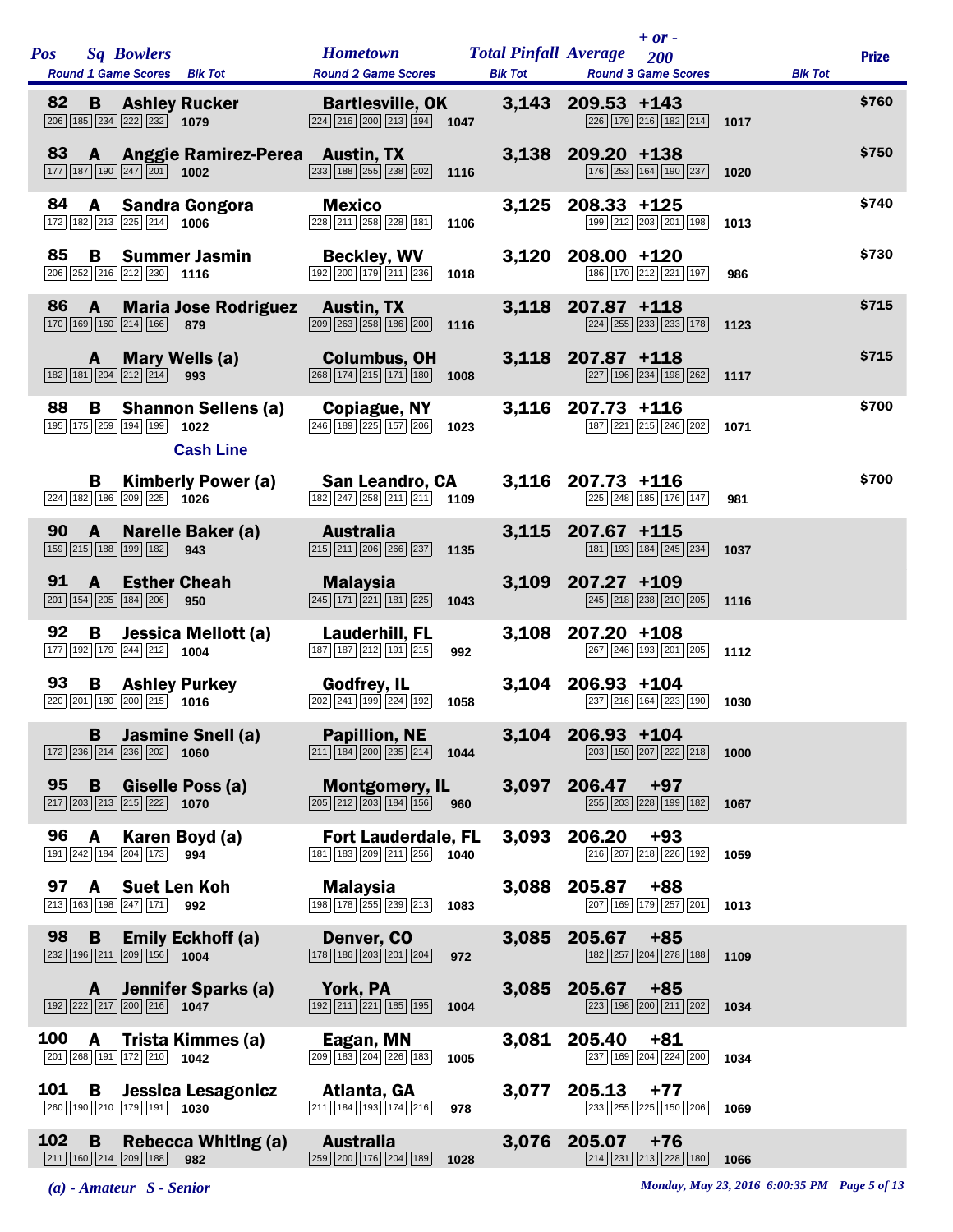| Pos | Sq | Bowlers | Hometown | Total Pinfall | Average | + or - 200 | Prize |
|---|---|---|---|---|---|---|---|
| | | Round 1 Game Scores / Blk Tot | Round 2 Game Scores / Blk Tot | | Round 3 Game Scores / Blk Tot | | |
| 82 | B | Ashley Rucker | Bartlesville, OK | 3,143 | 209.53 | +143 | $760 |
| | | 206 185 234 222 232 / 1079 | 224 216 200 213 194 / 1047 | | 226 179 216 182 214 / 1017 | | |
| 83 | A | Anggie Ramirez-Perea | Austin, TX | 3,138 | 209.20 | +138 | $750 |
| | | 177 187 190 247 201 / 1002 | 233 188 255 238 202 / 1116 | | 176 253 164 190 237 / 1020 | | |
| 84 | A | Sandra Gongora | Mexico | 3,125 | 208.33 | +125 | $740 |
| | | 172 182 213 225 214 / 1006 | 228 211 258 228 181 / 1106 | | 199 212 203 201 198 / 1013 | | |
| 85 | B | Summer Jasmin | Beckley, WV | 3,120 | 208.00 | +120 | $730 |
| | | 206 252 216 212 230 / 1116 | 192 200 179 211 236 / 1018 | | 186 170 212 221 197 / 986 | | |
| 86 | A | Maria Jose Rodriguez | Austin, TX | 3,118 | 207.87 | +118 | $715 |
| | | 170 169 160 214 166 / 879 | 209 263 258 186 200 / 1116 | | 224 255 233 233 178 / 1123 | | |
| | A | Mary Wells (a) | Columbus, OH | 3,118 | 207.87 | +118 | $715 |
| | | 182 181 204 212 214 / 993 | 268 174 215 171 180 / 1008 | | 227 196 234 198 262 / 1117 | | |
| 88 | B | Shannon Sellens (a) | Copiague, NY | 3,116 | 207.73 | +116 | $700 |
| | | 195 175 259 194 199 / 1022 | 246 189 225 157 206 / 1023 | | 187 221 215 246 202 / 1071 | | |
| | | **Cash Line** | | | | | |
| | B | Kimberly Power (a) | San Leandro, CA | 3,116 | 207.73 | +116 | $700 |
| | | 224 182 186 209 225 / 1026 | 182 247 258 211 211 / 1109 | | 225 248 185 176 147 / 981 | | |
| 90 | A | Narelle Baker (a) | Australia | 3,115 | 207.67 | +115 | |
| | | 159 215 188 199 182 / 943 | 215 211 206 266 237 / 1135 | | 181 193 184 245 234 / 1037 | | |
| 91 | A | Esther Cheah | Malaysia | 3,109 | 207.27 | +109 | |
| | | 201 154 205 184 206 / 950 | 245 171 221 181 225 / 1043 | | 245 218 238 210 205 / 1116 | | |
| 92 | B | Jessica Mellott (a) | Lauderhill, FL | 3,108 | 207.20 | +108 | |
| | | 177 192 179 244 212 / 1004 | 187 187 212 191 215 / 992 | | 267 246 193 201 205 / 1112 | | |
| 93 | B | Ashley Purkey | Godfrey, IL | 3,104 | 206.93 | +104 | |
| | | 220 201 180 200 215 / 1016 | 202 241 199 224 192 / 1058 | | 237 216 164 223 190 / 1030 | | |
| | B | Jasmine Snell (a) | Papillion, NE | 3,104 | 206.93 | +104 | |
| | | 172 236 214 236 202 / 1060 | 211 184 200 235 214 / 1044 | | 203 150 207 222 218 / 1000 | | |
| 95 | B | Giselle Poss (a) | Montgomery, IL | 3,097 | 206.47 | +97 | |
| | | 217 203 213 215 222 / 1070 | 205 212 203 184 156 / 960 | | 255 203 228 199 182 / 1067 | | |
| 96 | A | Karen Boyd (a) | Fort Lauderdale, FL | 3,093 | 206.20 | +93 | |
| | | 191 242 184 204 173 / 994 | 181 183 209 211 256 / 1040 | | 216 207 218 226 192 / 1059 | | |
| 97 | A | Suet Len Koh | Malaysia | 3,088 | 205.87 | +88 | |
| | | 213 163 198 247 171 / 992 | 198 178 255 239 213 / 1083 | | 207 169 179 257 201 / 1013 | | |
| 98 | B | Emily Eckhoff (a) | Denver, CO | 3,085 | 205.67 | +85 | |
| | | 232 196 211 209 156 / 1004 | 178 186 203 201 204 / 972 | | 182 257 204 278 188 / 1109 | | |
| | A | Jennifer Sparks (a) | York, PA | 3,085 | 205.67 | +85 | |
| | | 192 222 217 200 216 / 1047 | 192 211 221 185 195 / 1004 | | 223 198 200 211 202 / 1034 | | |
| 100 | A | Trista Kimmes (a) | Eagan, MN | 3,081 | 205.40 | +81 | |
| | | 201 268 191 172 210 / 1042 | 209 183 204 226 183 / 1005 | | 237 169 204 224 200 / 1034 | | |
| 101 | B | Jessica Lesagonicz | Atlanta, GA | 3,077 | 205.13 | +77 | |
| | | 260 190 210 179 191 / 1030 | 211 184 193 174 216 / 978 | | 233 255 225 150 206 / 1069 | | |
| 102 | B | Rebecca Whiting (a) | Australia | 3,076 | 205.07 | +76 | |
| | | 211 160 214 209 188 / 982 | 259 200 176 204 189 / 1028 | | 214 231 213 228 180 / 1066 | | |

*(a) - Amateur S - Senior*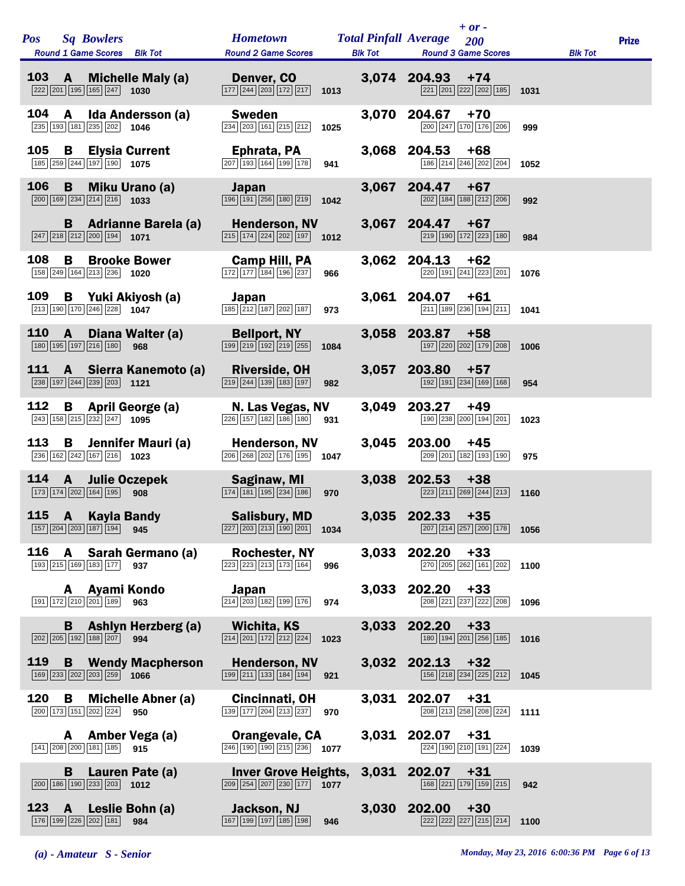| Pos | Sq | Bowlers | Hometown | Total Pinfall | Average | + or - 200 | Prize |
|---|---|---|---|---|---|---|---|
| | | Round 1 Game Scores / Blk Tot | Round 2 Game Scores / Blk Tot | | | Round 3 Game Scores / Blk Tot | |
| 103 | A | Michelle Maly (a) | Denver, CO | 3,074 | 204.93 | +74 | |
| | | 222 201 195 165 247 — 1030 | 177 244 203 172 217 — 1013 | | | 221 201 222 202 185 — 1031 | |
| 104 | A | Ida Andersson (a) | Sweden | 3,070 | 204.67 | +70 | |
| | | 235 193 181 235 202 — 1046 | 234 203 161 215 212 — 1025 | | | 200 247 170 176 206 — 999 | |
| 105 | B | Elysia Current | Ephrata, PA | 3,068 | 204.53 | +68 | |
| | | 185 259 244 197 190 — 1075 | 207 193 164 199 178 — 941 | | | 186 214 246 202 204 — 1052 | |
| 106 | B | Miku Urano (a) | Japan | 3,067 | 204.47 | +67 | |
| | | 200 169 234 214 216 — 1033 | 196 191 256 180 219 — 1042 | | | 202 184 188 212 206 — 992 | |
| | B | Adrianne Barela (a) | Henderson, NV | 3,067 | 204.47 | +67 | |
| | | 247 218 212 200 194 — 1071 | 215 174 224 202 197 — 1012 | | | 219 190 172 223 180 — 984 | |
| 108 | B | Brooke Bower | Camp Hill, PA | 3,062 | 204.13 | +62 | |
| | | 158 249 164 213 236 — 1020 | 172 177 184 196 237 — 966 | | | 220 191 241 223 201 — 1076 | |
| 109 | B | Yuki Akiyosh (a) | Japan | 3,061 | 204.07 | +61 | |
| | | 213 190 170 246 228 — 1047 | 185 212 187 202 187 — 973 | | | 211 189 236 194 211 — 1041 | |
| 110 | A | Diana Walter (a) | Bellport, NY | 3,058 | 203.87 | +58 | |
| | | 180 195 197 216 180 — 968 | 199 219 192 219 255 — 1084 | | | 197 220 202 179 208 — 1006 | |
| 111 | A | Sierra Kanemoto (a) | Riverside, OH | 3,057 | 203.80 | +57 | |
| | | 238 197 244 239 203 — 1121 | 219 244 139 183 197 — 982 | | | 192 191 234 169 168 — 954 | |
| 112 | B | April George (a) | N. Las Vegas, NV | 3,049 | 203.27 | +49 | |
| | | 243 158 215 232 247 — 1095 | 226 157 182 186 180 — 931 | | | 190 238 200 194 201 — 1023 | |
| 113 | B | Jennifer Mauri (a) | Henderson, NV | 3,045 | 203.00 | +45 | |
| | | 236 162 242 167 216 — 1023 | 206 268 202 176 195 — 1047 | | | 209 201 182 193 190 — 975 | |
| 114 | A | Julie Oczepek | Saginaw, MI | 3,038 | 202.53 | +38 | |
| | | 173 174 202 164 195 — 908 | 174 181 195 234 186 — 970 | | | 223 211 269 244 213 — 1160 | |
| 115 | A | Kayla Bandy | Salisbury, MD | 3,035 | 202.33 | +35 | |
| | | 157 204 203 187 194 — 945 | 227 203 213 190 201 — 1034 | | | 207 214 257 200 178 — 1056 | |
| 116 | A | Sarah Germano (a) | Rochester, NY | 3,033 | 202.20 | +33 | |
| | | 193 215 169 183 177 — 937 | 223 223 213 173 164 — 996 | | | 270 205 262 161 202 — 1100 | |
| | A | Ayami Kondo | Japan | 3,033 | 202.20 | +33 | |
| | | 191 172 210 201 189 — 963 | 214 203 182 199 176 — 974 | | | 208 221 237 222 208 — 1096 | |
| | B | Ashlyn Herzberg (a) | Wichita, KS | 3,033 | 202.20 | +33 | |
| | | 202 205 192 188 207 — 994 | 214 201 172 212 224 — 1023 | | | 180 194 201 256 185 — 1016 | |
| 119 | B | Wendy Macpherson | Henderson, NV | 3,032 | 202.13 | +32 | |
| | | 169 233 202 203 259 — 1066 | 199 211 133 184 194 — 921 | | | 156 218 234 225 212 — 1045 | |
| 120 | B | Michelle Abner (a) | Cincinnati, OH | 3,031 | 202.07 | +31 | |
| | | 200 173 151 202 224 — 950 | 139 177 204 213 237 — 970 | | | 208 213 258 208 224 — 1111 | |
| | A | Amber Vega (a) | Orangevale, CA | 3,031 | 202.07 | +31 | |
| | | 141 208 200 181 185 — 915 | 246 190 190 215 236 — 1077 | | | 224 190 210 191 224 — 1039 | |
| | B | Lauren Pate (a) | Inver Grove Heights, | 3,031 | 202.07 | +31 | |
| | | 200 186 190 233 203 — 1012 | 209 254 207 230 177 — 1077 | | | 168 221 179 159 215 — 942 | |
| 123 | A | Leslie Bohn (a) | Jackson, NJ | 3,030 | 202.00 | +30 | |
| | | 176 199 226 202 181 — 984 | 167 199 197 185 198 — 946 | | | 222 222 227 215 214 — 1100 | |

*(a) - Amateur S - Senior*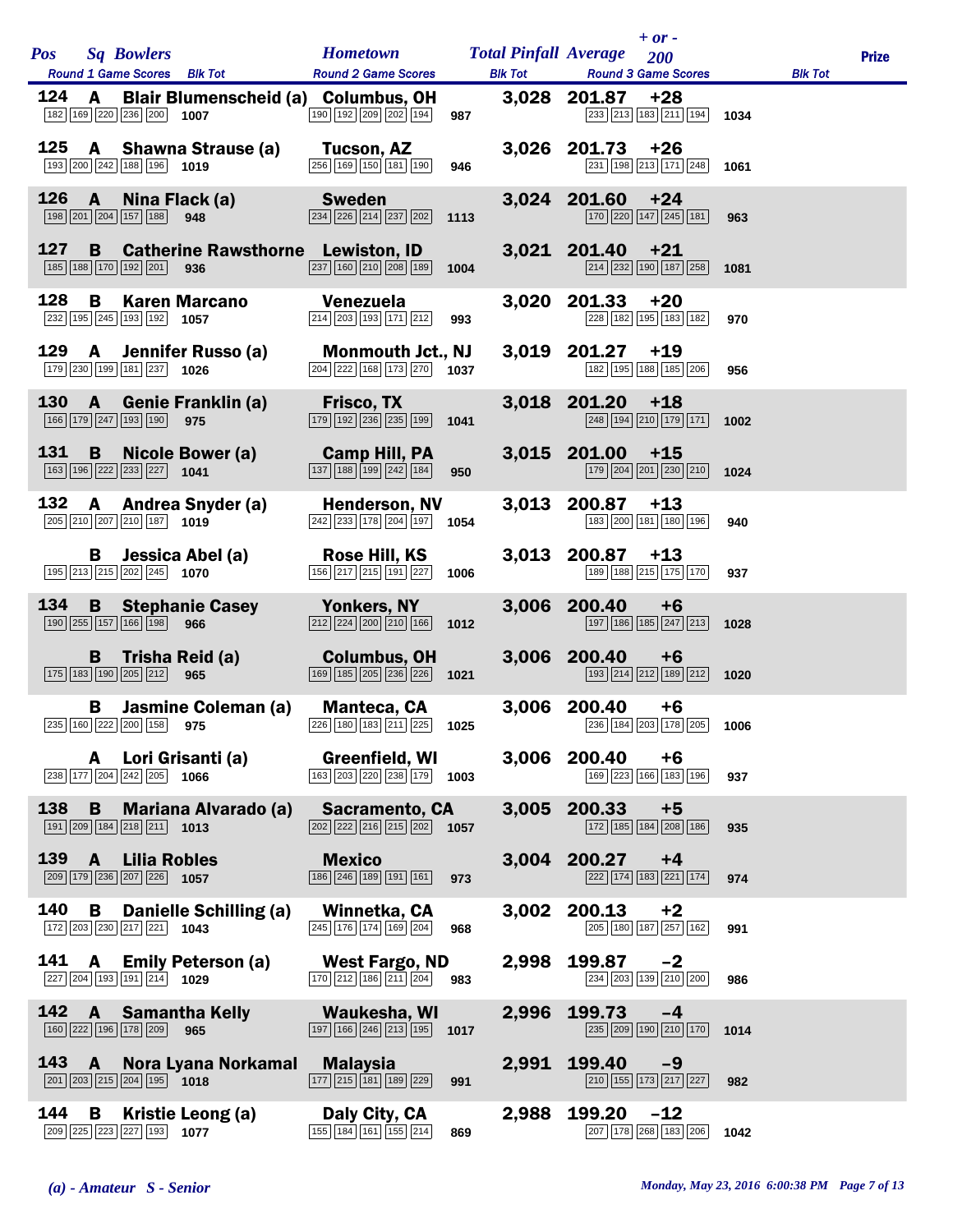| Pos | Sq | Bowlers | Hometown | Total Pinfall | Average | + or - 200 | Prize |
|---|---|---|---|---|---|---|---|
| Round 1 Game Scores | | Blk Tot | Round 2 Game Scores | Blk Tot | Round 3 Game Scores | Blk Tot | |
| 124 | A | Blair Blumenscheid (a) | Columbus, OH | 3,028 | 201.87 | +28 | |
| 182 169 220 236 200 | | 1007 | 190 192 209 202 194 | 987 | 233 213 183 211 194 | 1034 | |
| 125 | A | Shawna Strause (a) | Tucson, AZ | 3,026 | 201.73 | +26 | |
| 193 200 242 188 196 | | 1019 | 256 169 150 181 190 | 946 | 231 198 213 171 248 | 1061 | |
| 126 | A | Nina Flack (a) | Sweden | 3,024 | 201.60 | +24 | |
| 198 201 204 157 188 | | 948 | 234 226 214 237 202 | 1113 | 170 220 147 245 181 | 963 | |
| 127 | B | Catherine Rawsthorne | Lewiston, ID | 3,021 | 201.40 | +21 | |
| 185 188 170 192 201 | | 936 | 237 160 210 208 189 | 1004 | 214 232 190 187 258 | 1081 | |
| 128 | B | Karen Marcano | Venezuela | 3,020 | 201.33 | +20 | |
| 232 195 245 193 192 | | 1057 | 214 203 193 171 212 | 993 | 228 182 195 183 182 | 970 | |
| 129 | A | Jennifer Russo (a) | Monmouth Jct., NJ | 3,019 | 201.27 | +19 | |
| 179 230 199 181 237 | | 1026 | 204 222 168 173 270 | 1037 | 182 195 188 185 206 | 956 | |
| 130 | A | Genie Franklin (a) | Frisco, TX | 3,018 | 201.20 | +18 | |
| 166 179 247 193 190 | | 975 | 179 192 236 235 199 | 1041 | 248 194 210 179 171 | 1002 | |
| 131 | B | Nicole Bower (a) | Camp Hill, PA | 3,015 | 201.00 | +15 | |
| 163 196 222 233 227 | | 1041 | 137 188 199 242 184 | 950 | 179 204 201 230 210 | 1024 | |
| 132 | A | Andrea Snyder (a) | Henderson, NV | 3,013 | 200.87 | +13 | |
| 205 210 207 210 187 | | 1019 | 242 233 178 204 197 | 1054 | 183 200 181 180 196 | 940 | |
| | B | Jessica Abel (a) | Rose Hill, KS | 3,013 | 200.87 | +13 | |
| 195 213 215 202 245 | | 1070 | 156 217 215 191 227 | 1006 | 189 188 215 175 170 | 937 | |
| 134 | B | Stephanie Casey | Yonkers, NY | 3,006 | 200.40 | +6 | |
| 190 255 157 166 198 | | 966 | 212 224 200 210 166 | 1012 | 197 186 185 247 213 | 1028 | |
| | B | Trisha Reid (a) | Columbus, OH | 3,006 | 200.40 | +6 | |
| 175 183 190 205 212 | | 965 | 169 185 205 236 226 | 1021 | 193 214 212 189 212 | 1020 | |
| | B | Jasmine Coleman (a) | Manteca, CA | 3,006 | 200.40 | +6 | |
| 235 160 222 200 158 | | 975 | 226 180 183 211 225 | 1025 | 236 184 203 178 205 | 1006 | |
| | A | Lori Grisanti (a) | Greenfield, WI | 3,006 | 200.40 | +6 | |
| 238 177 204 242 205 | | 1066 | 163 203 220 238 179 | 1003 | 169 223 166 183 196 | 937 | |
| 138 | B | Mariana Alvarado (a) | Sacramento, CA | 3,005 | 200.33 | +5 | |
| 191 209 184 218 211 | | 1013 | 202 222 216 215 202 | 1057 | 172 185 184 208 186 | 935 | |
| 139 | A | Lilia Robles | Mexico | 3,004 | 200.27 | +4 | |
| 209 179 236 207 226 | | 1057 | 186 246 189 191 161 | 973 | 222 174 183 221 174 | 974 | |
| 140 | B | Danielle Schilling (a) | Winnetka, CA | 3,002 | 200.13 | +2 | |
| 172 203 230 217 221 | | 1043 | 245 176 174 169 204 | 968 | 205 180 187 257 162 | 991 | |
| 141 | A | Emily Peterson (a) | West Fargo, ND | 2,998 | 199.87 | -2 | |
| 227 204 193 191 214 | | 1029 | 170 212 186 211 204 | 983 | 234 203 139 210 200 | 986 | |
| 142 | A | Samantha Kelly | Waukesha, WI | 2,996 | 199.73 | -4 | |
| 160 222 196 178 209 | | 965 | 197 166 246 213 195 | 1017 | 235 209 190 210 170 | 1014 | |
| 143 | A | Nora Lyana Norkamal | Malaysia | 2,991 | 199.40 | -9 | |
| 201 203 215 204 195 | | 1018 | 177 215 181 189 229 | 991 | 210 155 173 217 227 | 982 | |
| 144 | B | Kristie Leong (a) | Daly City, CA | 2,988 | 199.20 | -12 | |
| 209 225 223 227 193 | | 1077 | 155 184 161 155 214 | 869 | 207 178 268 183 206 | 1042 | |

*(a) - Amateur S - Senior*

*Monday, May 23, 2016 6:00:38 PM*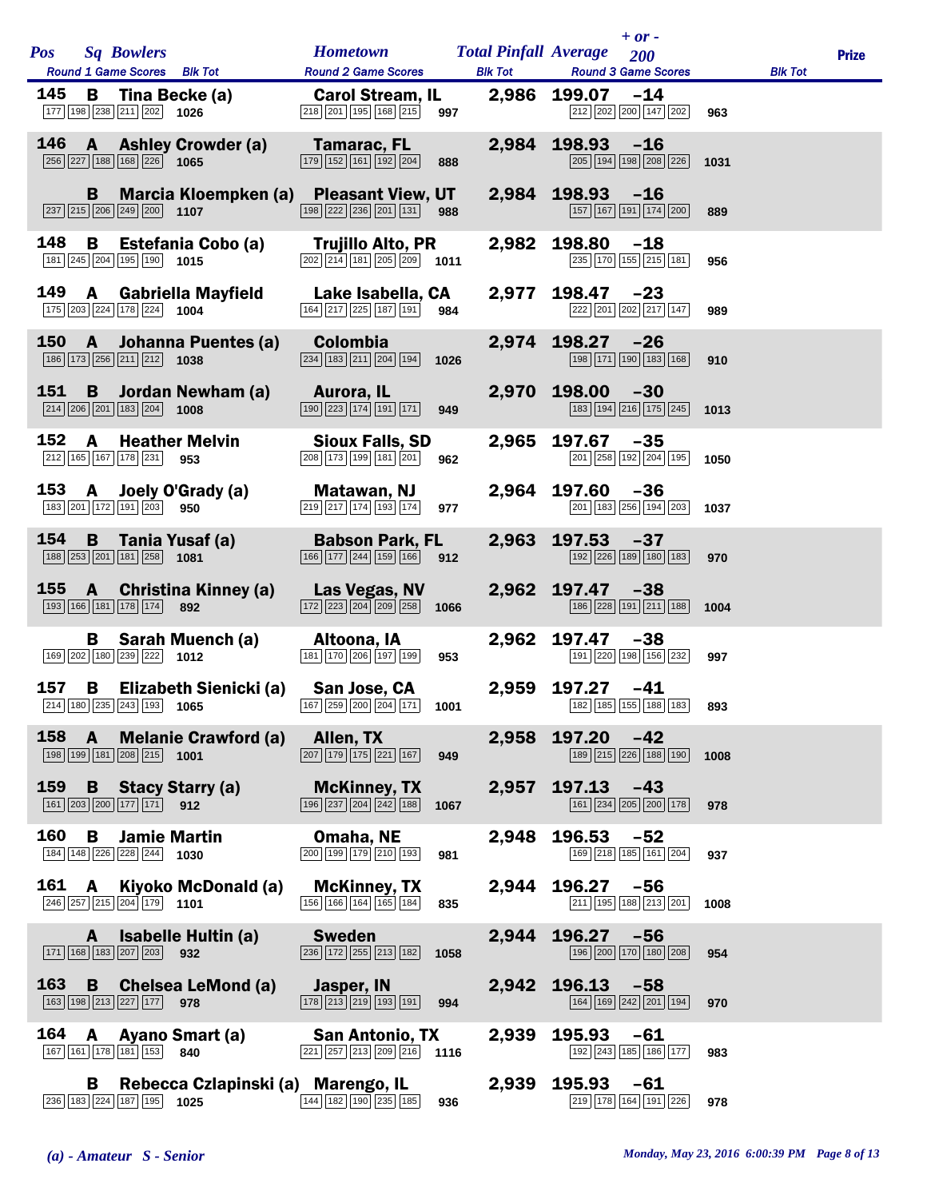| Pos | Sq | Bowlers | Round 1 Game Scores | Blk Tot | Hometown | Round 2 Game Scores | Blk Tot | Total Pinfall | Average | + or - 200 | Round 3 Game Scores | Blk Tot | Prize |
|---|---|---|---|---|---|---|---|---|---|---|---|---|---|
| 145 | B | Tina Becke (a) | 177 198 238 211 202 | 1026 | Carol Stream, IL | 218 201 195 168 215 | 997 | 2,986 | 199.07 | -14 | 212 202 200 147 202 | 963 | |
| 146 | A | Ashley Crowder (a) | 256 227 188 168 226 | 1065 | Tamarac, FL | 179 152 161 192 204 | 888 | 2,984 | 198.93 | -16 | 205 194 198 208 226 | 1031 | |
| | B | Marcia Kloempken (a) | 237 215 206 249 200 | 1107 | Pleasant View, UT | 198 222 236 201 131 | 988 | 2,984 | 198.93 | -16 | 157 167 191 174 200 | 889 | |
| 148 | B | Estefania Cobo (a) | 181 245 204 195 190 | 1015 | Trujillo Alto, PR | 202 214 181 205 209 | 1011 | 2,982 | 198.80 | -18 | 235 170 155 215 181 | 956 | |
| 149 | A | Gabriella Mayfield | 175 203 224 178 224 | 1004 | Lake Isabella, CA | 164 217 225 187 191 | 984 | 2,977 | 198.47 | -23 | 222 201 202 217 147 | 989 | |
| 150 | A | Johanna Puentes (a) | 186 173 256 211 212 | 1038 | Colombia | 234 183 211 204 194 | 1026 | 2,974 | 198.27 | -26 | 198 171 190 183 168 | 910 | |
| 151 | B | Jordan Newham (a) | 214 206 201 183 204 | 1008 | Aurora, IL | 190 223 174 191 171 | 949 | 2,970 | 198.00 | -30 | 183 194 216 175 245 | 1013 | |
| 152 | A | Heather Melvin | 212 165 167 178 231 | 953 | Sioux Falls, SD | 208 173 199 181 201 | 962 | 2,965 | 197.67 | -35 | 201 258 192 204 195 | 1050 | |
| 153 | A | Joely O'Grady (a) | 183 201 172 191 203 | 950 | Matawan, NJ | 219 217 174 193 174 | 977 | 2,964 | 197.60 | -36 | 201 183 256 194 203 | 1037 | |
| 154 | B | Tania Yusaf (a) | 188 253 201 181 258 | 1081 | Babson Park, FL | 166 177 244 159 166 | 912 | 2,963 | 197.53 | -37 | 192 226 189 180 183 | 970 | |
| 155 | A | Christina Kinney (a) | 193 166 181 178 174 | 892 | Las Vegas, NV | 172 223 204 209 258 | 1066 | 2,962 | 197.47 | -38 | 186 228 191 211 188 | 1004 | |
| | B | Sarah Muench (a) | 169 202 180 239 222 | 1012 | Altoona, IA | 181 170 206 197 199 | 953 | 2,962 | 197.47 | -38 | 191 220 198 156 232 | 997 | |
| 157 | B | Elizabeth Sienicki (a) | 214 180 235 243 193 | 1065 | San Jose, CA | 167 259 200 204 171 | 1001 | 2,959 | 197.27 | -41 | 182 185 155 188 183 | 893 | |
| 158 | A | Melanie Crawford (a) | 198 199 181 208 215 | 1001 | Allen, TX | 207 179 175 221 167 | 949 | 2,958 | 197.20 | -42 | 189 215 226 188 190 | 1008 | |
| 159 | B | Stacy Starry (a) | 161 203 200 177 171 | 912 | McKinney, TX | 196 237 204 242 188 | 1067 | 2,957 | 197.13 | -43 | 161 234 205 200 178 | 978 | |
| 160 | B | Jamie Martin | 184 148 226 228 244 | 1030 | Omaha, NE | 200 199 179 210 193 | 981 | 2,948 | 196.53 | -52 | 169 218 185 161 204 | 937 | |
| 161 | A | Kiyoko McDonald (a) | 246 257 215 204 179 | 1101 | McKinney, TX | 156 166 164 165 184 | 835 | 2,944 | 196.27 | -56 | 211 195 188 213 201 | 1008 | |
| | A | Isabelle Hultin (a) | 171 168 183 207 203 | 932 | Sweden | 236 172 255 213 182 | 1058 | 2,944 | 196.27 | -56 | 196 200 170 180 208 | 954 | |
| 163 | B | Chelsea LeMond (a) | 163 198 213 227 177 | 978 | Jasper, IN | 178 213 219 193 191 | 994 | 2,942 | 196.13 | -58 | 164 169 242 201 194 | 970 | |
| 164 | A | Ayano Smart (a) | 167 161 178 181 153 | 840 | San Antonio, TX | 221 257 213 209 216 | 1116 | 2,939 | 195.93 | -61 | 192 243 185 186 177 | 983 | |
| | B | Rebecca Czlapinski (a) | 236 183 224 187 195 | 1025 | Marengo, IL | 144 182 190 235 185 | 936 | 2,939 | 195.93 | -61 | 219 178 164 191 226 | 978 | |

*(a) - Amateur S - Senior*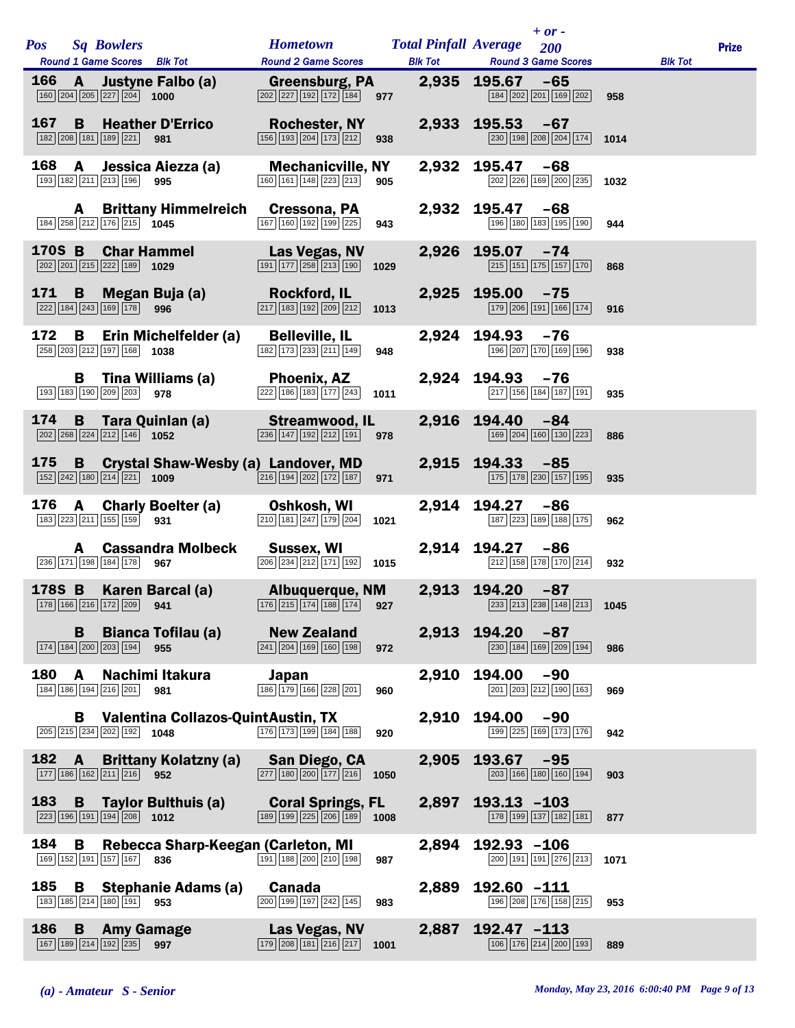| Pos | Sq | Bowlers | Hometown | Total Pinfall | Average | + or - 200 | Prize |
|---|---|---|---|---|---|---|---|
| | | Round 1 Game Scores / Blk Tot | Round 2 Game Scores / Blk Tot | | Round 3 Game Scores / Blk Tot | | |
| 166 | A | Justyne Falbo (a) | Greensburg, PA | 2,935 | 195.67 | -65 | |
| | | 160 204 205 227 204 — 1000 | 202 227 192 172 184 — 977 | | 184 202 201 169 202 — 958 | | |
| 167 | B | Heather D'Errico | Rochester, NY | 2,933 | 195.53 | -67 | |
| | | 182 208 181 189 221 — 981 | 156 193 204 173 212 — 938 | | 230 198 208 204 174 — 1014 | | |
| 168 | A | Jessica Aiezza (a) | Mechanicville, NY | 2,932 | 195.47 | -68 | |
| | | 193 182 211 213 196 — 995 | 160 161 148 223 213 — 905 | | 202 226 169 200 235 — 1032 | | |
| | A | Brittany Himmelreich | Cressona, PA | 2,932 | 195.47 | -68 | |
| | | 184 258 212 176 215 — 1045 | 167 160 192 199 225 — 943 | | 196 180 183 195 190 — 944 | | |
| 170S | B | Char Hammel | Las Vegas, NV | 2,926 | 195.07 | -74 | |
| | | 202 201 215 222 189 — 1029 | 191 177 258 213 190 — 1029 | | 215 151 175 157 170 — 868 | | |
| 171 | B | Megan Buja (a) | Rockford, IL | 2,925 | 195.00 | -75 | |
| | | 222 184 243 169 178 — 996 | 217 183 192 209 212 — 1013 | | 179 206 191 166 174 — 916 | | |
| 172 | B | Erin Michelfelder (a) | Belleville, IL | 2,924 | 194.93 | -76 | |
| | | 258 203 212 197 168 — 1038 | 182 173 233 211 149 — 948 | | 196 207 170 169 196 — 938 | | |
| | B | Tina Williams (a) | Phoenix, AZ | 2,924 | 194.93 | -76 | |
| | | 193 183 190 209 203 — 978 | 222 186 183 177 243 — 1011 | | 217 156 184 187 191 — 935 | | |
| 174 | B | Tara Quinlan (a) | Streamwood, IL | 2,916 | 194.40 | -84 | |
| | | 202 268 224 212 146 — 1052 | 236 147 192 212 191 — 978 | | 169 204 160 130 223 — 886 | | |
| 175 | B | Crystal Shaw-Wesby (a) | Landover, MD | 2,915 | 194.33 | -85 | |
| | | 152 242 180 214 221 — 1009 | 216 194 202 172 187 — 971 | | 175 178 230 157 195 — 935 | | |
| 176 | A | Charly Boelter (a) | Oshkosh, WI | 2,914 | 194.27 | -86 | |
| | | 183 223 211 155 159 — 931 | 210 181 247 179 204 — 1021 | | 187 223 189 188 175 — 962 | | |
| | A | Cassandra Molbeck | Sussex, WI | 2,914 | 194.27 | -86 | |
| | | 236 171 198 184 178 — 967 | 206 234 212 171 192 — 1015 | | 212 158 178 170 214 — 932 | | |
| 178S | B | Karen Barcal (a) | Albuquerque, NM | 2,913 | 194.20 | -87 | |
| | | 178 166 216 172 209 — 941 | 176 215 174 188 174 — 927 | | 233 213 238 148 213 — 1045 | | |
| | B | Bianca Tofilau (a) | New Zealand | 2,913 | 194.20 | -87 | |
| | | 174 184 200 203 194 — 955 | 241 204 169 160 198 — 972 | | 230 184 169 209 194 — 986 | | |
| 180 | A | Nachimi Itakura | Japan | 2,910 | 194.00 | -90 | |
| | | 184 186 194 216 201 — 981 | 186 179 166 228 201 — 960 | | 201 203 212 190 163 — 969 | | |
| | B | Valentina Collazos-Quint | Austin, TX | 2,910 | 194.00 | -90 | |
| | | 205 215 234 202 192 — 1048 | 176 173 199 184 188 — 920 | | 199 225 169 173 176 — 942 | | |
| 182 | A | Brittany Kolatzny (a) | San Diego, CA | 2,905 | 193.67 | -95 | |
| | | 177 186 162 211 216 — 952 | 277 180 200 177 216 — 1050 | | 203 166 180 160 194 — 903 | | |
| 183 | B | Taylor Bulthuis (a) | Coral Springs, FL | 2,897 | 193.13 | -103 | |
| | | 223 196 191 194 208 — 1012 | 189 199 225 206 189 — 1008 | | 178 199 137 182 181 — 877 | | |
| 184 | B | Rebecca Sharp-Keegan ( | Carleton, MI | 2,894 | 192.93 | -106 | |
| | | 169 152 191 157 167 — 836 | 191 188 200 210 198 — 987 | | 200 191 191 276 213 — 1071 | | |
| 185 | B | Stephanie Adams (a) | Canada | 2,889 | 192.60 | -111 | |
| | | 183 185 214 180 191 — 953 | 200 199 197 242 145 — 983 | | 196 208 176 158 215 — 953 | | |
| 186 | B | Amy Gamage | Las Vegas, NV | 2,887 | 192.47 | -113 | |
| | | 167 189 214 192 235 — 997 | 179 208 181 216 217 — 1001 | | 106 176 214 200 193 — 889 | | |

*(a) - Amateur  S - Senior*

*Monday, May 23, 2016 6:00:40 PM*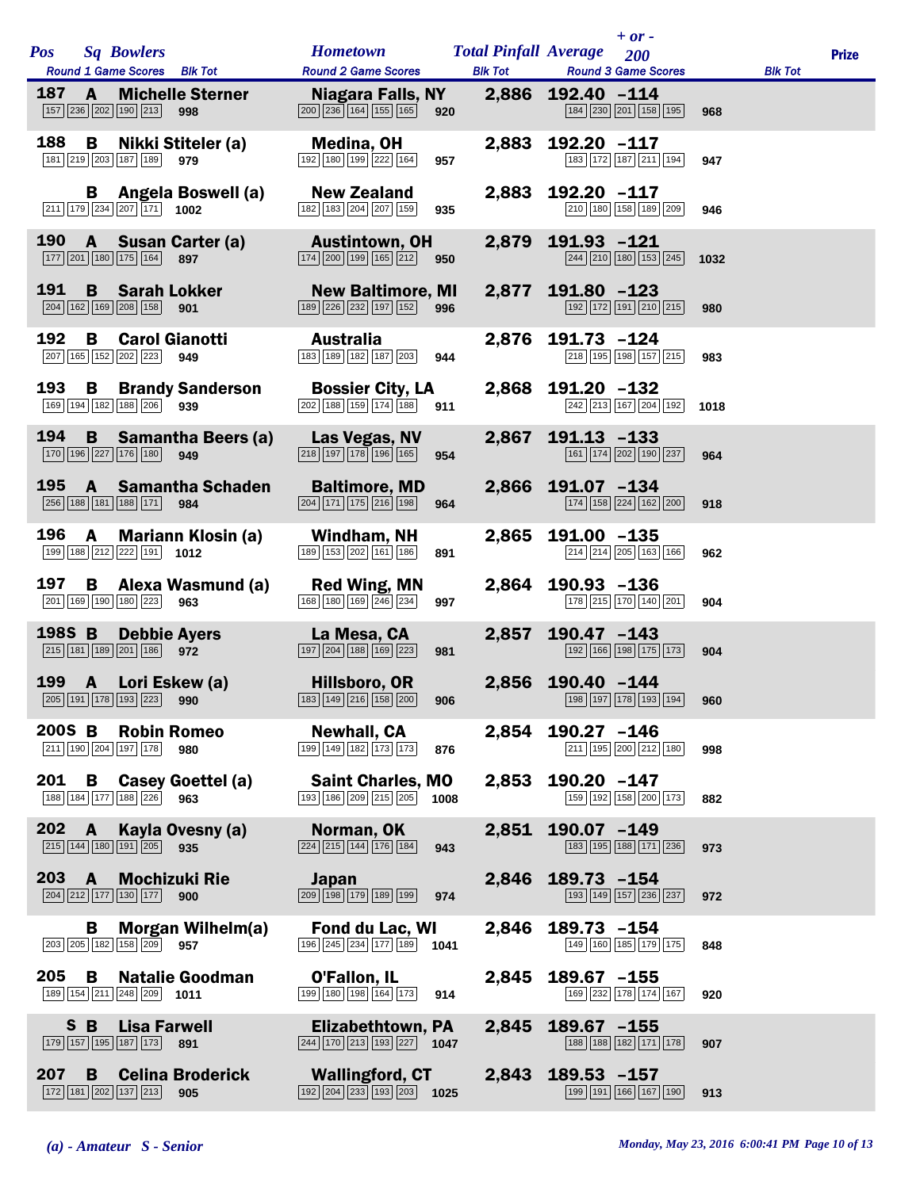| Pos | Sq | Bowlers | Hometown | Total Pinfall | Average | + or - 200 | Prize |
|---|---|---|---|---|---|---|---|
| | | Round 1 Game Scores / Blk Tot | Round 2 Game Scores / Blk Tot | | Round 3 Game Scores / Blk Tot | | |
| 187 | A | Michelle Sterner | Niagara Falls, NY | 2,886 | 192.40 | -114 | |
| | | 157 236 202 190 213 — 998 | 200 236 164 155 165 — 920 | | 184 230 201 158 195 — 968 | | |
| 188 | B | Nikki Stiteler (a) | Medina, OH | 2,883 | 192.20 | -117 | |
| | | 181 219 203 187 189 — 979 | 192 180 199 222 164 — 957 | | 183 172 187 211 194 — 947 | | |
| | B | Angela Boswell (a) | New Zealand | 2,883 | 192.20 | -117 | |
| | | 211 179 234 207 171 — 1002 | 182 183 204 207 159 — 935 | | 210 180 158 189 209 — 946 | | |
| 190 | A | Susan Carter (a) | Austintown, OH | 2,879 | 191.93 | -121 | |
| | | 177 201 180 175 164 — 897 | 174 200 199 165 212 — 950 | | 244 210 180 153 245 — 1032 | | |
| 191 | B | Sarah Lokker | New Baltimore, MI | 2,877 | 191.80 | -123 | |
| | | 204 162 169 208 158 — 901 | 189 226 232 197 152 — 996 | | 192 172 191 210 215 — 980 | | |
| 192 | B | Carol Gianotti | Australia | 2,876 | 191.73 | -124 | |
| | | 207 165 152 202 223 — 949 | 183 189 182 187 203 — 944 | | 218 195 198 157 215 — 983 | | |
| 193 | B | Brandy Sanderson | Bossier City, LA | 2,868 | 191.20 | -132 | |
| | | 169 194 182 188 206 — 939 | 202 188 159 174 188 — 911 | | 242 213 167 204 192 — 1018 | | |
| 194 | B | Samantha Beers (a) | Las Vegas, NV | 2,867 | 191.13 | -133 | |
| | | 170 196 227 176 180 — 949 | 218 197 178 196 165 — 954 | | 161 174 202 190 237 — 964 | | |
| 195 | A | Samantha Schaden | Baltimore, MD | 2,866 | 191.07 | -134 | |
| | | 256 188 181 188 171 — 984 | 204 171 175 216 198 — 964 | | 174 158 224 162 200 — 918 | | |
| 196 | A | Mariann Klosin (a) | Windham, NH | 2,865 | 191.00 | -135 | |
| | | 199 188 212 222 191 — 1012 | 189 153 202 161 186 — 891 | | 214 214 205 163 166 — 962 | | |
| 197 | B | Alexa Wasmund (a) | Red Wing, MN | 2,864 | 190.93 | -136 | |
| | | 201 169 190 180 223 — 963 | 168 180 169 246 234 — 997 | | 178 215 170 140 201 — 904 | | |
| 198S | B | Debbie Ayers | La Mesa, CA | 2,857 | 190.47 | -143 | |
| | | 215 181 189 201 186 — 972 | 197 204 188 169 223 — 981 | | 192 166 198 175 173 — 904 | | |
| 199 | A | Lori Eskew (a) | Hillsboro, OR | 2,856 | 190.40 | -144 | |
| | | 205 191 178 193 223 — 990 | 183 149 216 158 200 — 906 | | 198 197 178 193 194 — 960 | | |
| 200S | B | Robin Romeo | Newhall, CA | 2,854 | 190.27 | -146 | |
| | | 211 190 204 197 178 — 980 | 199 149 182 173 173 — 876 | | 211 195 200 212 180 — 998 | | |
| 201 | B | Casey Goettel (a) | Saint Charles, MO | 2,853 | 190.20 | -147 | |
| | | 188 184 177 188 226 — 963 | 193 186 209 215 205 — 1008 | | 159 192 158 200 173 — 882 | | |
| 202 | A | Kayla Ovesny (a) | Norman, OK | 2,851 | 190.07 | -149 | |
| | | 215 144 180 191 205 — 935 | 224 215 144 176 184 — 943 | | 183 195 188 171 236 — 973 | | |
| 203 | A | Mochizuki Rie | Japan | 2,846 | 189.73 | -154 | |
| | | 204 212 177 130 177 — 900 | 209 198 179 189 199 — 974 | | 193 149 157 236 237 — 972 | | |
| | B | Morgan Wilhelm(a) | Fond du Lac, WI | 2,846 | 189.73 | -154 | |
| | | 203 205 182 158 209 — 957 | 196 245 234 177 189 — 1041 | | 149 160 185 179 175 — 848 | | |
| 205 | B | Natalie Goodman | O'Fallon, IL | 2,845 | 189.67 | -155 | |
| | | 189 154 211 248 209 — 1011 | 199 180 198 164 173 — 914 | | 169 232 178 174 167 — 920 | | |
| S | B | Lisa Farwell | Elizabethtown, PA | 2,845 | 189.67 | -155 | |
| | | 179 157 195 187 173 — 891 | 244 170 213 193 227 — 1047 | | 188 188 182 171 178 — 907 | | |
| 207 | B | Celina Broderick | Wallingford, CT | 2,843 | 189.53 | -157 | |
| | | 172 181 202 137 213 — 905 | 192 204 233 193 203 — 1025 | | 199 191 166 167 190 — 913 | | |

*(a) - Amateur S - Senior*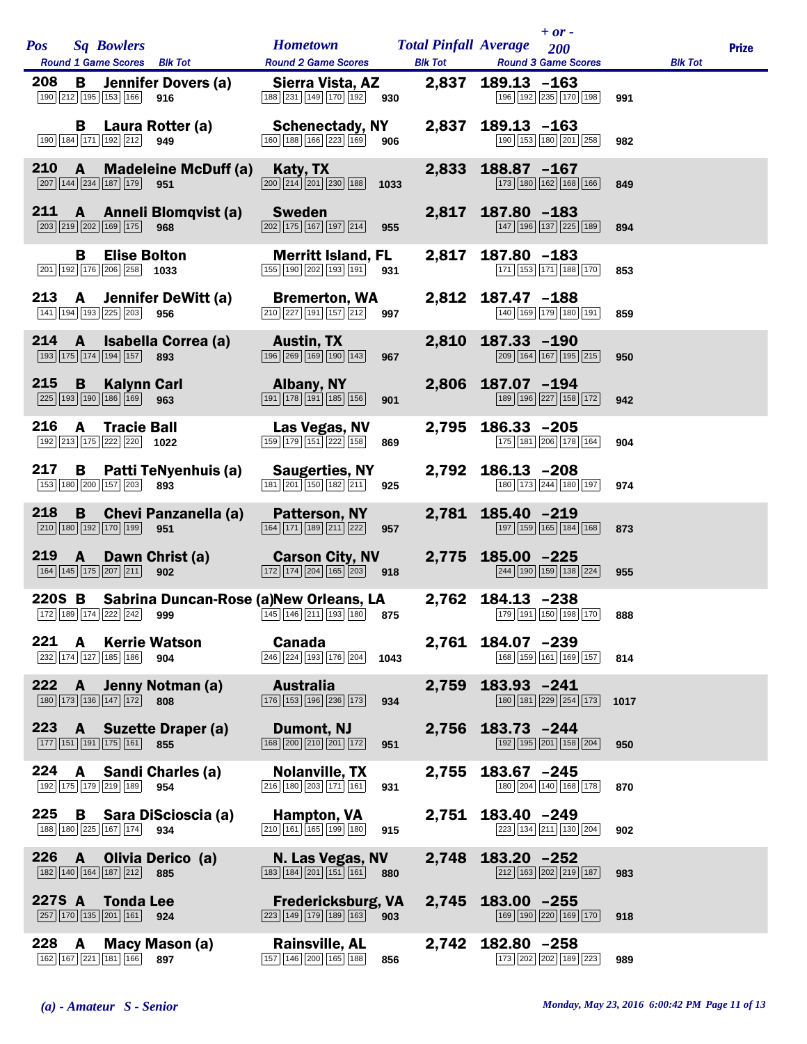| Pos | Sq | Bowlers | Hometown | Total Pinfall | Average | + or - 200 | Prize |
|---|---|---|---|---|---|---|---|
| Round 1 Game Scores | | Blk Tot | Round 2 Game Scores | Blk Tot | Round 3 Game Scores | Blk Tot | |
| 208 | B | Jennifer Dovers (a) | Sierra Vista, AZ | 2,837 | 189.13 | -163 | |
| 190 212 195 153 166 | | 916 | 188 231 149 170 192 | 930 | 196 192 235 170 198 | 991 | |
| | B | Laura Rotter (a) | Schenectady, NY | 2,837 | 189.13 | -163 | |
| 190 184 171 192 212 | | 949 | 160 188 166 223 169 | 906 | 190 153 180 201 258 | 982 | |
| 210 | A | Madeleine McDuff (a) | Katy, TX | 2,833 | 188.87 | -167 | |
| 207 144 234 187 179 | | 951 | 200 214 201 230 188 | 1033 | 173 180 162 168 166 | 849 | |
| 211 | A | Anneli Blomqvist (a) | Sweden | 2,817 | 187.80 | -183 | |
| 203 219 202 169 175 | | 968 | 202 175 167 197 214 | 955 | 147 196 137 225 189 | 894 | |
| | B | Elise Bolton | Merritt Island, FL | 2,817 | 187.80 | -183 | |
| 201 192 176 206 258 | | 1033 | 155 190 202 193 191 | 931 | 171 153 171 188 170 | 853 | |
| 213 | A | Jennifer DeWitt (a) | Bremerton, WA | 2,812 | 187.47 | -188 | |
| 141 194 193 225 203 | | 956 | 210 227 191 157 212 | 997 | 140 169 179 180 191 | 859 | |
| 214 | A | Isabella Correa (a) | Austin, TX | 2,810 | 187.33 | -190 | |
| 193 175 174 194 157 | | 893 | 196 269 169 190 143 | 967 | 209 164 167 195 215 | 950 | |
| 215 | B | Kalynn Carl | Albany, NY | 2,806 | 187.07 | -194 | |
| 225 193 190 186 169 | | 963 | 191 178 191 185 156 | 901 | 189 196 227 158 172 | 942 | |
| 216 | A | Tracie Ball | Las Vegas, NV | 2,795 | 186.33 | -205 | |
| 192 213 175 222 220 | | 1022 | 159 179 151 222 158 | 869 | 175 181 206 178 164 | 904 | |
| 217 | B | Patti TeNyenhuis (a) | Saugerties, NY | 2,792 | 186.13 | -208 | |
| 153 180 200 157 203 | | 893 | 181 201 150 182 211 | 925 | 180 173 244 180 197 | 974 | |
| 218 | B | Chevi Panzanella (a) | Patterson, NY | 2,781 | 185.40 | -219 | |
| 210 180 192 170 199 | | 951 | 164 171 189 211 222 | 957 | 197 159 165 184 168 | 873 | |
| 219 | A | Dawn Christ (a) | Carson City, NV | 2,775 | 185.00 | -225 | |
| 164 145 175 207 211 | | 902 | 172 174 204 165 203 | 918 | 244 190 159 138 224 | 955 | |
| 220S | B | Sabrina Duncan-Rose (a) | New Orleans, LA | 2,762 | 184.13 | -238 | |
| 172 189 174 222 242 | | 999 | 145 146 211 193 180 | 875 | 179 191 150 198 170 | 888 | |
| 221 | A | Kerrie Watson | Canada | 2,761 | 184.07 | -239 | |
| 232 174 127 185 186 | | 904 | 246 224 193 176 204 | 1043 | 168 159 161 169 157 | 814 | |
| 222 | A | Jenny Notman (a) | Australia | 2,759 | 183.93 | -241 | |
| 180 173 136 147 172 | | 808 | 176 153 196 236 173 | 934 | 180 181 229 254 173 | 1017 | |
| 223 | A | Suzette Draper (a) | Dumont, NJ | 2,756 | 183.73 | -244 | |
| 177 151 191 175 161 | | 855 | 168 200 210 201 172 | 951 | 192 195 201 158 204 | 950 | |
| 224 | A | Sandi Charles (a) | Nolanville, TX | 2,755 | 183.67 | -245 | |
| 192 175 179 219 189 | | 954 | 216 180 203 171 161 | 931 | 180 204 140 168 178 | 870 | |
| 225 | B | Sara DiSciascia (a) | Hampton, VA | 2,751 | 183.40 | -249 | |
| 188 180 225 167 174 | | 934 | 210 161 165 199 180 | 915 | 223 134 211 130 204 | 902 | |
| 226 | A | Olivia Derico (a) | N. Las Vegas, NV | 2,748 | 183.20 | -252 | |
| 182 140 164 187 212 | | 885 | 183 184 201 151 161 | 880 | 212 163 202 219 187 | 983 | |
| 227S | A | Tonda Lee | Fredericksburg, VA | 2,745 | 183.00 | -255 | |
| 257 170 135 201 161 | | 924 | 223 149 179 189 163 | 903 | 169 190 220 169 170 | 918 | |
| 228 | A | Macy Mason (a) | Rainsville, AL | 2,742 | 182.80 | -258 | |
| 162 167 221 181 166 | | 897 | 157 146 200 165 188 | 856 | 173 202 202 189 223 | 989 | |

*(a) - Amateur S - Senior*

*Monday, May 23, 2016 6:00:42 PM*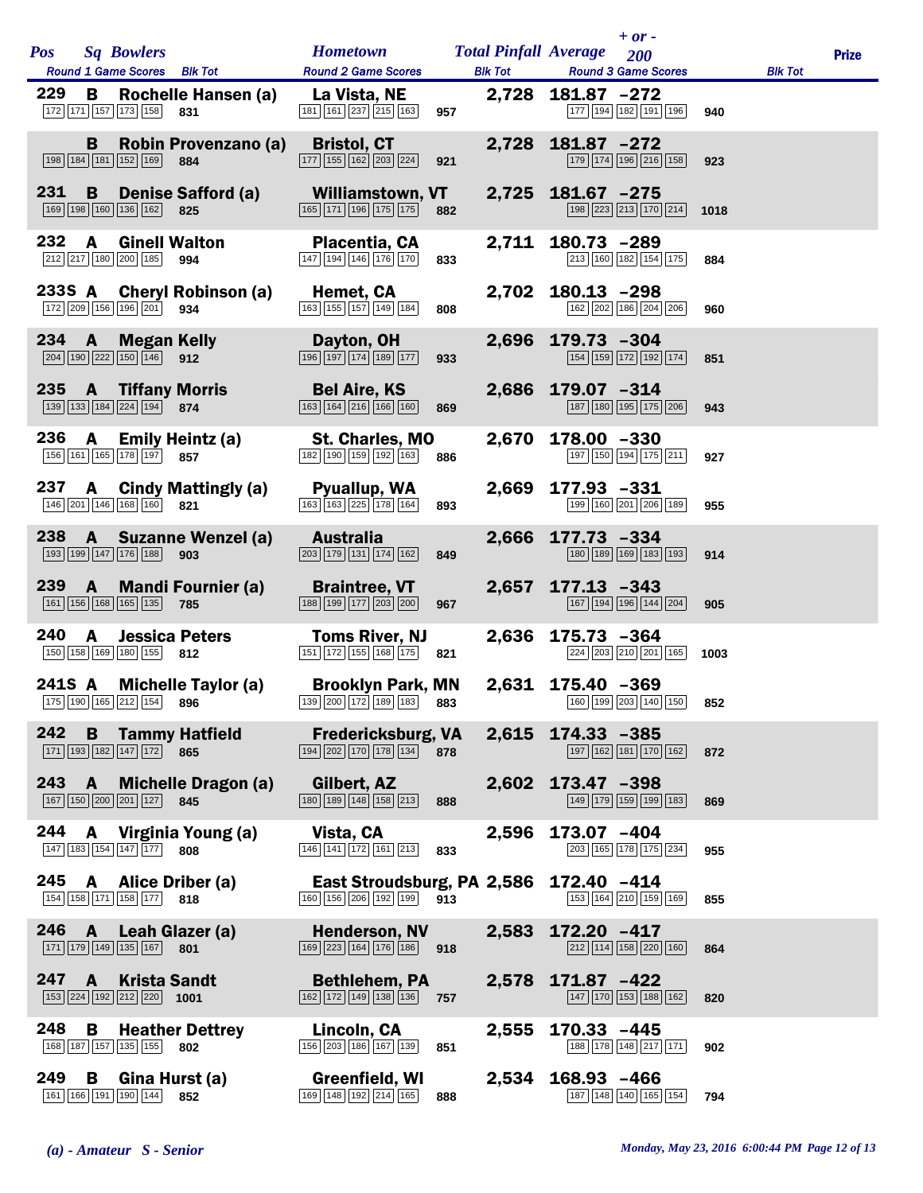| Pos | Sq | Bowlers | Hometown | Total Pinfall | Average | + or - 200 | Prize |
|---|---|---|---|---|---|---|---|
| | | Round 1 Game Scores / Blk Tot | Round 2 Game Scores / Blk Tot | | Round 3 Game Scores / Blk Tot | | |
| 229 | B | Rochelle Hansen (a) | La Vista, NE | 2,728 | 181.87 | -272 | |
| | | 172 171 157 173 158 / 831 | 181 161 237 215 163 / 957 | | 177 194 182 191 196 / 940 | | |
| | B | Robin Provenzano (a) | Bristol, CT | 2,728 | 181.87 | -272 | |
| | | 198 184 181 152 169 / 884 | 177 155 162 203 224 / 921 | | 179 174 196 216 158 / 923 | | |
| 231 | B | Denise Safford (a) | Williamstown, VT | 2,725 | 181.67 | -275 | |
| | | 169 198 160 136 162 / 825 | 165 171 196 175 175 / 882 | | 198 223 213 170 214 / 1018 | | |
| 232 | A | Ginell Walton | Placentia, CA | 2,711 | 180.73 | -289 | |
| | | 212 217 180 200 185 / 994 | 147 194 146 176 170 / 833 | | 213 160 182 154 175 / 884 | | |
| 233S | A | Cheryl Robinson (a) | Hemet, CA | 2,702 | 180.13 | -298 | |
| | | 172 209 156 196 201 / 934 | 163 155 157 149 184 / 808 | | 162 202 186 204 206 / 960 | | |
| 234 | A | Megan Kelly | Dayton, OH | 2,696 | 179.73 | -304 | |
| | | 204 190 222 150 146 / 912 | 196 197 174 189 177 / 933 | | 154 159 172 192 174 / 851 | | |
| 235 | A | Tiffany Morris | Bel Aire, KS | 2,686 | 179.07 | -314 | |
| | | 139 133 184 224 194 / 874 | 163 164 216 166 160 / 869 | | 187 180 195 175 206 / 943 | | |
| 236 | A | Emily Heintz (a) | St. Charles, MO | 2,670 | 178.00 | -330 | |
| | | 156 161 165 178 197 / 857 | 182 190 159 192 163 / 886 | | 197 150 194 175 211 / 927 | | |
| 237 | A | Cindy Mattingly (a) | Pyuallup, WA | 2,669 | 177.93 | -331 | |
| | | 146 201 146 168 160 / 821 | 163 163 225 178 164 / 893 | | 199 160 201 206 189 / 955 | | |
| 238 | A | Suzanne Wenzel (a) | Australia | 2,666 | 177.73 | -334 | |
| | | 193 199 147 176 188 / 903 | 203 179 131 174 162 / 849 | | 180 189 169 183 193 / 914 | | |
| 239 | A | Mandi Fournier (a) | Braintree, VT | 2,657 | 177.13 | -343 | |
| | | 161 156 168 165 135 / 785 | 188 199 177 203 200 / 967 | | 167 194 196 144 204 / 905 | | |
| 240 | A | Jessica Peters | Toms River, NJ | 2,636 | 175.73 | -364 | |
| | | 150 158 169 180 155 / 812 | 151 172 155 168 175 / 821 | | 224 203 210 201 165 / 1003 | | |
| 241S | A | Michelle Taylor (a) | Brooklyn Park, MN | 2,631 | 175.40 | -369 | |
| | | 175 190 165 212 154 / 896 | 139 200 172 189 183 / 883 | | 160 199 203 140 150 / 852 | | |
| 242 | B | Tammy Hatfield | Fredericksburg, VA | 2,615 | 174.33 | -385 | |
| | | 171 193 182 147 172 / 865 | 194 202 170 178 134 / 878 | | 197 162 181 170 162 / 872 | | |
| 243 | A | Michelle Dragon (a) | Gilbert, AZ | 2,602 | 173.47 | -398 | |
| | | 167 150 200 201 127 / 845 | 180 189 148 158 213 / 888 | | 149 179 159 199 183 / 869 | | |
| 244 | A | Virginia Young (a) | Vista, CA | 2,596 | 173.07 | -404 | |
| | | 147 183 154 147 177 / 808 | 146 141 172 161 213 / 833 | | 203 165 178 175 234 / 955 | | |
| 245 | A | Alice Driber (a) | East Stroudsburg, PA | 2,586 | 172.40 | -414 | |
| | | 154 158 171 158 177 / 818 | 160 156 206 192 199 / 913 | | 153 164 210 159 169 / 855 | | |
| 246 | A | Leah Glazer (a) | Henderson, NV | 2,583 | 172.20 | -417 | |
| | | 171 179 149 135 167 / 801 | 169 223 164 176 186 / 918 | | 212 114 158 220 160 / 864 | | |
| 247 | A | Krista Sandt | Bethlehem, PA | 2,578 | 171.87 | -422 | |
| | | 153 224 192 212 220 / 1001 | 162 172 149 138 136 / 757 | | 147 170 153 188 162 / 820 | | |
| 248 | B | Heather Dettrey | Lincoln, CA | 2,555 | 170.33 | -445 | |
| | | 168 187 157 135 155 / 802 | 156 203 186 167 139 / 851 | | 188 178 148 217 171 / 902 | | |
| 249 | B | Gina Hurst (a) | Greenfield, WI | 2,534 | 168.93 | -466 | |
| | | 161 166 191 190 144 / 852 | 169 148 192 214 165 / 888 | | 187 148 140 165 154 / 794 | | |

*(a) - Amateur  S - Senior*

*Monday, May 23, 2016 6:00:44 PM*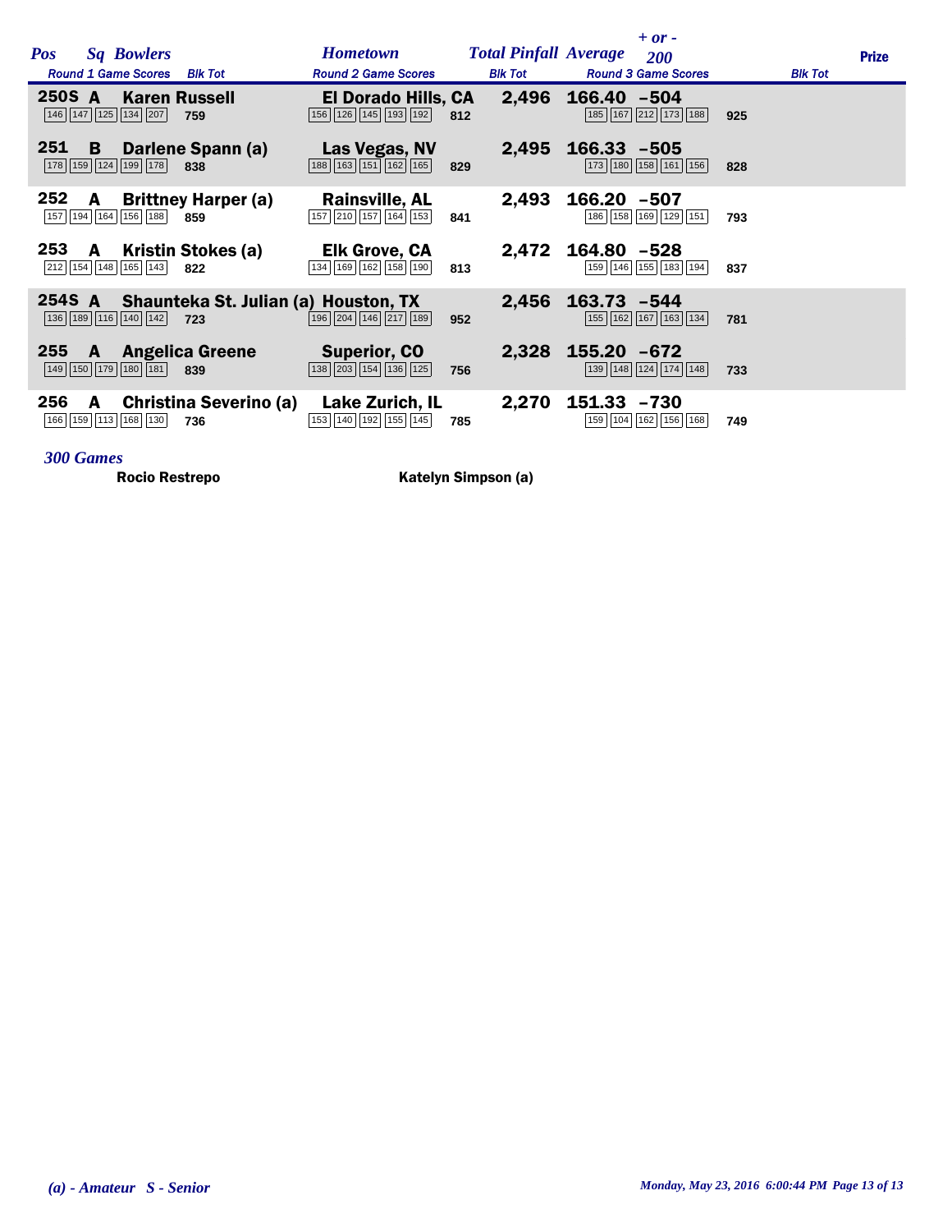| Pos | Sq | Bowlers | Hometown | Total Pinfall | Average | + or - 200 | Prize |
|---|---|---|---|---|---|---|---|
| | | Round 1 Game Scores / Blk Tot | Round 2 Game Scores / Blk Tot | | Round 3 Game Scores / Blk Tot | | |
| 250S | A | Karen Russell | El Dorado Hills, CA | 2,496 | 166.40 | -504 | |
| | | 146 147 125 134 207 / 759 | 156 126 145 193 192 / 812 | | 185 167 212 173 188 / 925 | | |
| 251 | B | Darlene Spann (a) | Las Vegas, NV | 2,495 | 166.33 | -505 | |
| | | 178 159 124 199 178 / 838 | 188 163 151 162 165 / 829 | | 173 180 158 161 156 / 828 | | |
| 252 | A | Brittney Harper (a) | Rainsville, AL | 2,493 | 166.20 | -507 | |
| | | 157 194 164 156 188 / 859 | 157 210 157 164 153 / 841 | | 186 158 169 129 151 / 793 | | |
| 253 | A | Kristin Stokes (a) | Elk Grove, CA | 2,472 | 164.80 | -528 | |
| | | 212 154 148 165 143 / 822 | 134 169 162 158 190 / 813 | | 159 146 155 183 194 / 837 | | |
| 254S | A | Shaunteka St. Julian (a) | Houston, TX | 2,456 | 163.73 | -544 | |
| | | 136 189 116 140 142 / 723 | 196 204 146 217 189 / 952 | | 155 162 167 163 134 / 781 | | |
| 255 | A | Angelica Greene | Superior, CO | 2,328 | 155.20 | -672 | |
| | | 149 150 179 180 181 / 839 | 138 203 154 136 125 / 756 | | 139 148 124 174 148 / 733 | | |
| 256 | A | Christina Severino (a) | Lake Zurich, IL | 2,270 | 151.33 | -730 | |
| | | 166 159 113 168 130 / 736 | 153 140 192 155 145 / 785 | | 159 104 162 156 168 / 749 | | |

*300 Games*

**Rocio Restrepo**

**Katelyn Simpson (a)**

*(a) - Amateur S - Senior*